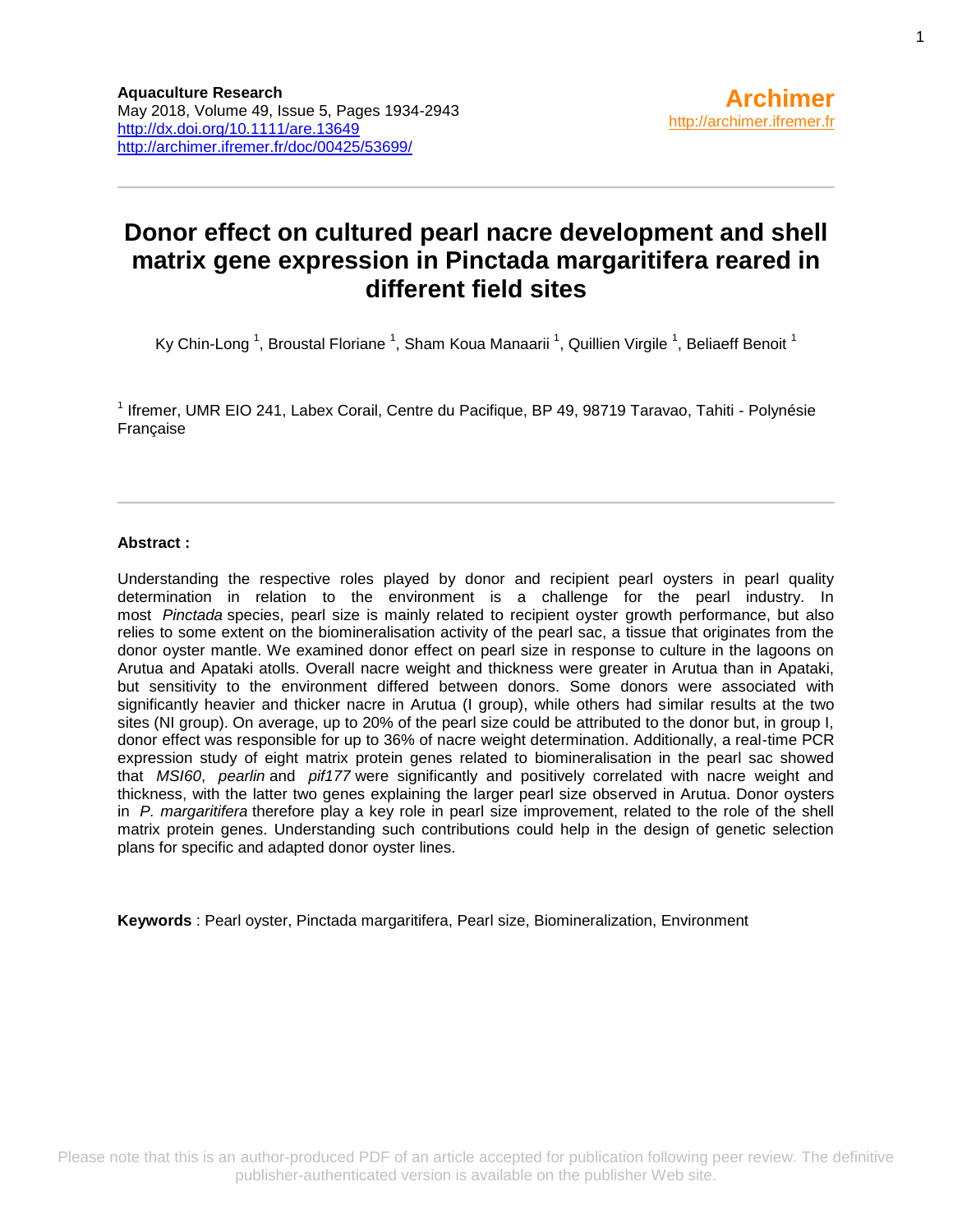**Aquaculture Research**
May 2018, Volume 49, Issue 5, Pages 1934-2943
http://dx.doi.org/10.1111/are.13649
http://archimer.ifremer.fr/doc/00425/53699/

**Archimer**
http://archimer.ifremer.fr

# Donor effect on cultured pearl nacre development and shell matrix gene expression in Pinctada margaritifera reared in different field sites

Ky Chin-Long [1], Broustal Floriane [1], Sham Koua Manaarii [1], Quillien Virgile [1], Beliaeff Benoit [1]

[1] Ifremer, UMR EIO 241, Labex Corail, Centre du Pacifique, BP 49, 98719 Taravao, Tahiti - Polynésie Française

**Abstract :**

Understanding the respective roles played by donor and recipient pearl oysters in pearl quality determination in relation to the environment is a challenge for the pearl industry. In most *Pinctada* species, pearl size is mainly related to recipient oyster growth performance, but also relies to some extent on the biomineralisation activity of the pearl sac, a tissue that originates from the donor oyster mantle. We examined donor effect on pearl size in response to culture in the lagoons on Arutua and Apataki atolls. Overall nacre weight and thickness were greater in Arutua than in Apataki, but sensitivity to the environment differed between donors. Some donors were associated with significantly heavier and thicker nacre in Arutua (I group), while others had similar results at the two sites (NI group). On average, up to 20% of the pearl size could be attributed to the donor but, in group I, donor effect was responsible for up to 36% of nacre weight determination. Additionally, a real-time PCR expression study of eight matrix protein genes related to biomineralisation in the pearl sac showed that *MSI60*, *pearlin* and *pif177* were significantly and positively correlated with nacre weight and thickness, with the latter two genes explaining the larger pearl size observed in Arutua. Donor oysters in *P. margaritifera* therefore play a key role in pearl size improvement, related to the role of the shell matrix protein genes. Understanding such contributions could help in the design of genetic selection plans for specific and adapted donor oyster lines.

**Keywords** : Pearl oyster, Pinctada margaritifera, Pearl size, Biomineralization, Environment

Please note that this is an author-produced PDF of an article accepted for publication following peer review. The definitive publisher-authenticated version is available on the publisher Web site.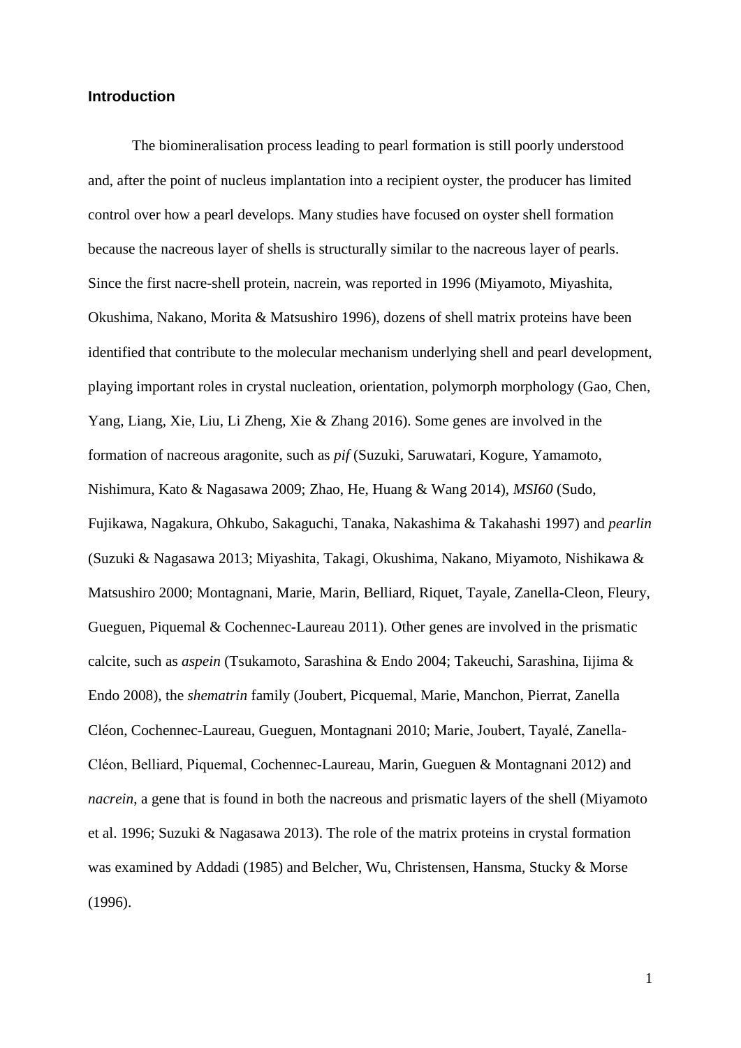## Introduction

The biomineralisation process leading to pearl formation is still poorly understood and, after the point of nucleus implantation into a recipient oyster, the producer has limited control over how a pearl develops. Many studies have focused on oyster shell formation because the nacreous layer of shells is structurally similar to the nacreous layer of pearls. Since the first nacre-shell protein, nacrein, was reported in 1996 (Miyamoto, Miyashita, Okushima, Nakano, Morita & Matsushiro 1996), dozens of shell matrix proteins have been identified that contribute to the molecular mechanism underlying shell and pearl development, playing important roles in crystal nucleation, orientation, polymorph morphology (Gao, Chen, Yang, Liang, Xie, Liu, Li Zheng, Xie & Zhang 2016). Some genes are involved in the formation of nacreous aragonite, such as *pif* (Suzuki, Saruwatari, Kogure, Yamamoto, Nishimura, Kato & Nagasawa 2009; Zhao, He, Huang & Wang 2014), *MSI60* (Sudo, Fujikawa, Nagakura, Ohkubo, Sakaguchi, Tanaka, Nakashima & Takahashi 1997) and *pearlin* (Suzuki & Nagasawa 2013; Miyashita, Takagi, Okushima, Nakano, Miyamoto, Nishikawa & Matsushiro 2000; Montagnani, Marie, Marin, Belliard, Riquet, Tayale, Zanella-Cleon, Fleury, Gueguen, Piquemal & Cochennec-Laureau 2011). Other genes are involved in the prismatic calcite, such as *aspein* (Tsukamoto, Sarashina & Endo 2004; Takeuchi, Sarashina, Iijima & Endo 2008), the *shematrin* family (Joubert, Picquemal, Marie, Manchon, Pierrat, Zanella Cléon, Cochennec-Laureau, Gueguen, Montagnani 2010; Marie, Joubert, Tayalé, Zanella-Cléon, Belliard, Piquemal, Cochennec-Laureau, Marin, Gueguen & Montagnani 2012) and *nacrein*, a gene that is found in both the nacreous and prismatic layers of the shell (Miyamoto et al. 1996; Suzuki & Nagasawa 2013). The role of the matrix proteins in crystal formation was examined by Addadi (1985) and Belcher, Wu, Christensen, Hansma, Stucky & Morse (1996).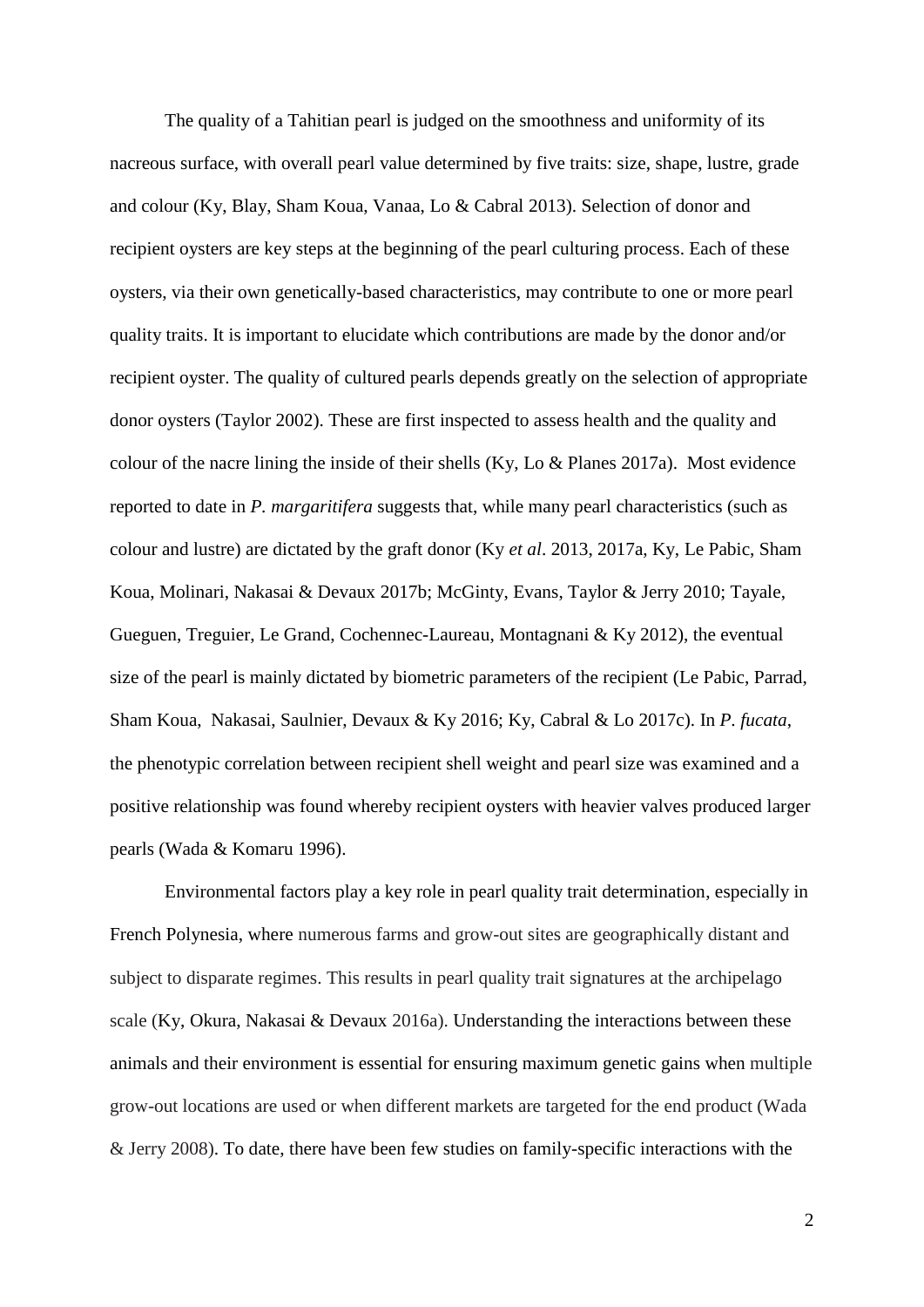The quality of a Tahitian pearl is judged on the smoothness and uniformity of its nacreous surface, with overall pearl value determined by five traits: size, shape, lustre, grade and colour (Ky, Blay, Sham Koua, Vanaa, Lo & Cabral 2013). Selection of donor and recipient oysters are key steps at the beginning of the pearl culturing process. Each of these oysters, via their own genetically-based characteristics, may contribute to one or more pearl quality traits. It is important to elucidate which contributions are made by the donor and/or recipient oyster. The quality of cultured pearls depends greatly on the selection of appropriate donor oysters (Taylor 2002). These are first inspected to assess health and the quality and colour of the nacre lining the inside of their shells (Ky, Lo & Planes 2017a). Most evidence reported to date in *P. margaritifera* suggests that, while many pearl characteristics (such as colour and lustre) are dictated by the graft donor (Ky *et al*. 2013, 2017a, Ky, Le Pabic, Sham Koua, Molinari, Nakasai & Devaux 2017b; McGinty, Evans, Taylor & Jerry 2010; Tayale, Gueguen, Treguier, Le Grand, Cochennec-Laureau, Montagnani & Ky 2012), the eventual size of the pearl is mainly dictated by biometric parameters of the recipient (Le Pabic, Parrad, Sham Koua, Nakasai, Saulnier, Devaux & Ky 2016; Ky, Cabral & Lo 2017c). In *P. fucata*, the phenotypic correlation between recipient shell weight and pearl size was examined and a positive relationship was found whereby recipient oysters with heavier valves produced larger pearls (Wada & Komaru 1996).

Environmental factors play a key role in pearl quality trait determination, especially in French Polynesia, where numerous farms and grow-out sites are geographically distant and subject to disparate regimes. This results in pearl quality trait signatures at the archipelago scale (Ky, Okura, Nakasai & Devaux 2016a). Understanding the interactions between these animals and their environment is essential for ensuring maximum genetic gains when multiple grow-out locations are used or when different markets are targeted for the end product (Wada & Jerry 2008). To date, there have been few studies on family-specific interactions with the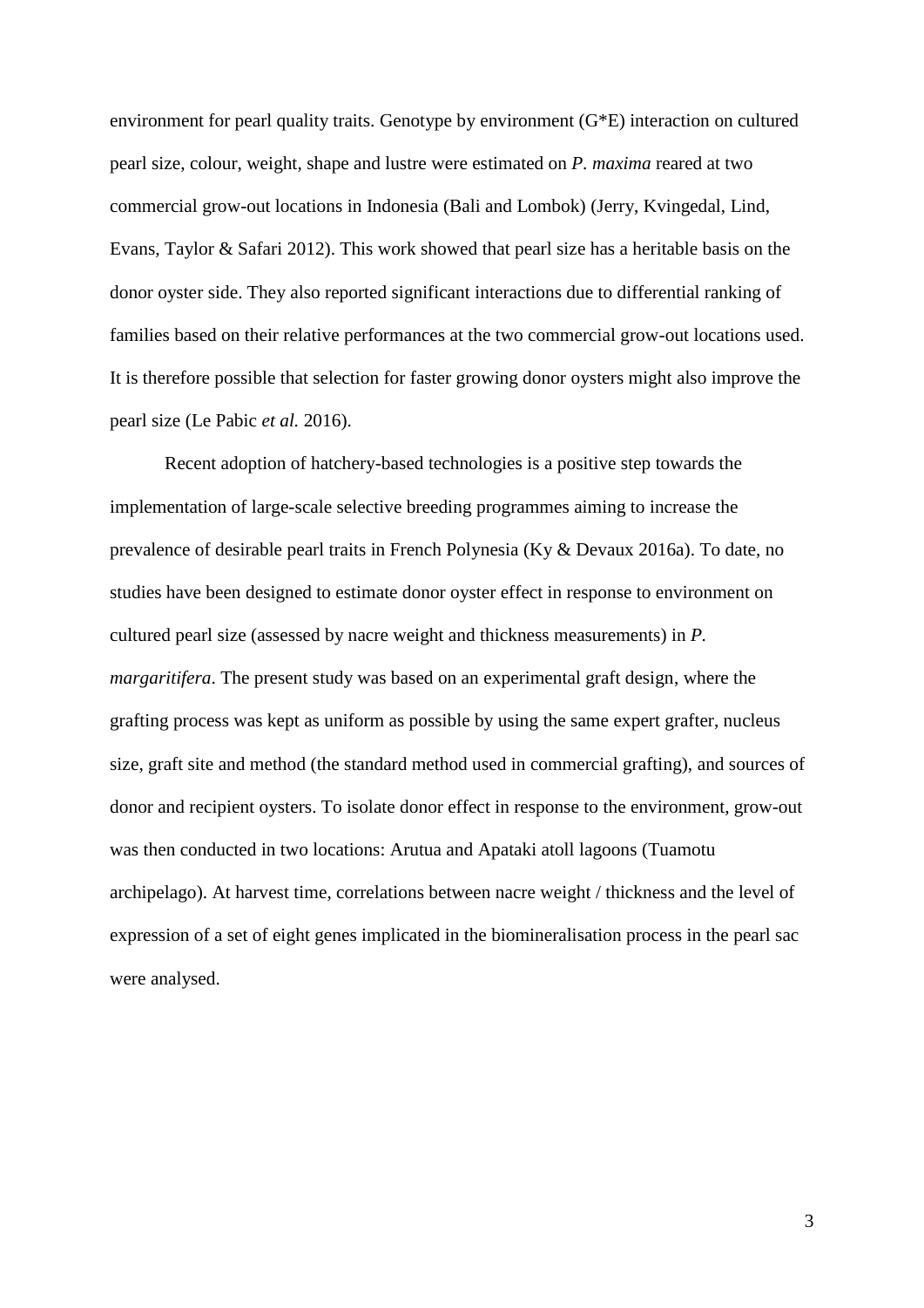environment for pearl quality traits. Genotype by environment (G*E) interaction on cultured pearl size, colour, weight, shape and lustre were estimated on *P. maxima* reared at two commercial grow-out locations in Indonesia (Bali and Lombok) (Jerry, Kvingedal, Lind, Evans, Taylor & Safari 2012). This work showed that pearl size has a heritable basis on the donor oyster side. They also reported significant interactions due to differential ranking of families based on their relative performances at the two commercial grow-out locations used. It is therefore possible that selection for faster growing donor oysters might also improve the pearl size (Le Pabic *et al.* 2016).

Recent adoption of hatchery-based technologies is a positive step towards the implementation of large-scale selective breeding programmes aiming to increase the prevalence of desirable pearl traits in French Polynesia (Ky & Devaux 2016a). To date, no studies have been designed to estimate donor oyster effect in response to environment on cultured pearl size (assessed by nacre weight and thickness measurements) in *P. margaritifera*. The present study was based on an experimental graft design, where the grafting process was kept as uniform as possible by using the same expert grafter, nucleus size, graft site and method (the standard method used in commercial grafting), and sources of donor and recipient oysters. To isolate donor effect in response to the environment, grow-out was then conducted in two locations: Arutua and Apataki atoll lagoons (Tuamotu archipelago). At harvest time, correlations between nacre weight / thickness and the level of expression of a set of eight genes implicated in the biomineralisation process in the pearl sac were analysed.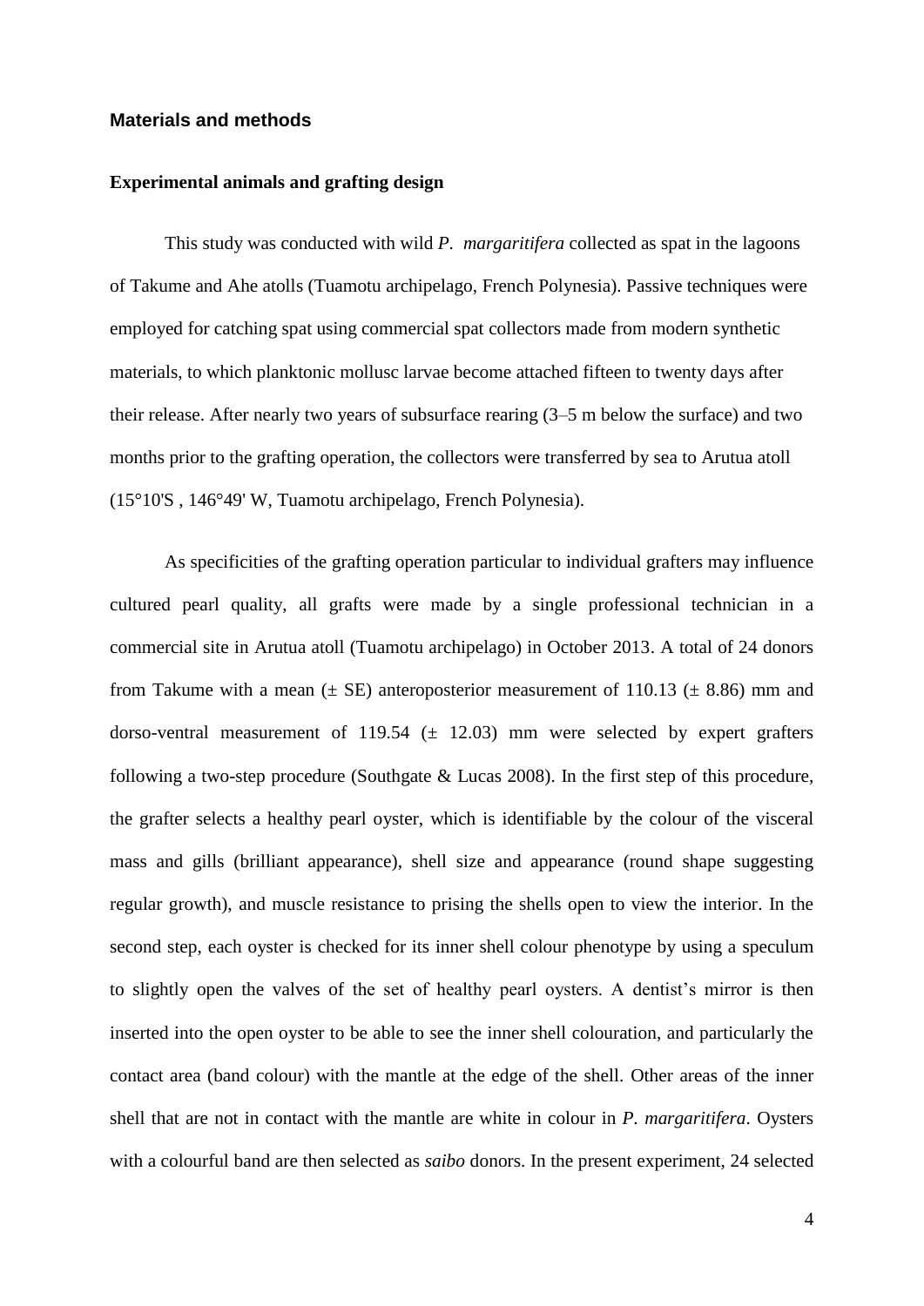## Materials and methods

### Experimental animals and grafting design

This study was conducted with wild *P. margaritifera* collected as spat in the lagoons of Takume and Ahe atolls (Tuamotu archipelago, French Polynesia). Passive techniques were employed for catching spat using commercial spat collectors made from modern synthetic materials, to which planktonic mollusc larvae become attached fifteen to twenty days after their release. After nearly two years of subsurface rearing (3–5 m below the surface) and two months prior to the grafting operation, the collectors were transferred by sea to Arutua atoll (15°10'S , 146°49' W, Tuamotu archipelago, French Polynesia).

As specificities of the grafting operation particular to individual grafters may influence cultured pearl quality, all grafts were made by a single professional technician in a commercial site in Arutua atoll (Tuamotu archipelago) in October 2013. A total of 24 donors from Takume with a mean (± SE) anteroposterior measurement of 110.13 (± 8.86) mm and dorso-ventral measurement of 119.54 (± 12.03) mm were selected by expert grafters following a two-step procedure (Southgate & Lucas 2008). In the first step of this procedure, the grafter selects a healthy pearl oyster, which is identifiable by the colour of the visceral mass and gills (brilliant appearance), shell size and appearance (round shape suggesting regular growth), and muscle resistance to prising the shells open to view the interior. In the second step, each oyster is checked for its inner shell colour phenotype by using a speculum to slightly open the valves of the set of healthy pearl oysters. A dentist's mirror is then inserted into the open oyster to be able to see the inner shell colouration, and particularly the contact area (band colour) with the mantle at the edge of the shell. Other areas of the inner shell that are not in contact with the mantle are white in colour in *P. margaritifera*. Oysters with a colourful band are then selected as *saibo* donors. In the present experiment, 24 selected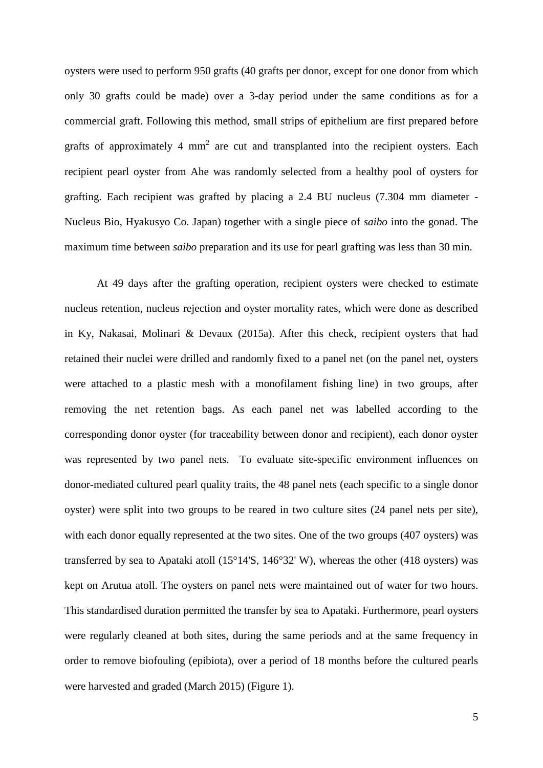oysters were used to perform 950 grafts (40 grafts per donor, except for one donor from which only 30 grafts could be made) over a 3-day period under the same conditions as for a commercial graft. Following this method, small strips of epithelium are first prepared before grafts of approximately 4 $mm^2$ are cut and transplanted into the recipient oysters. Each recipient pearl oyster from Ahe was randomly selected from a healthy pool of oysters for grafting. Each recipient was grafted by placing a 2.4 BU nucleus (7.304 mm diameter - Nucleus Bio, Hyakusyo Co. Japan) together with a single piece of *saibo* into the gonad. The maximum time between *saibo* preparation and its use for pearl grafting was less than 30 min.

At 49 days after the grafting operation, recipient oysters were checked to estimate nucleus retention, nucleus rejection and oyster mortality rates, which were done as described in Ky, Nakasai, Molinari & Devaux (2015a). After this check, recipient oysters that had retained their nuclei were drilled and randomly fixed to a panel net (on the panel net, oysters were attached to a plastic mesh with a monofilament fishing line) in two groups, after removing the net retention bags. As each panel net was labelled according to the corresponding donor oyster (for traceability between donor and recipient), each donor oyster was represented by two panel nets. To evaluate site-specific environment influences on donor-mediated cultured pearl quality traits, the 48 panel nets (each specific to a single donor oyster) were split into two groups to be reared in two culture sites (24 panel nets per site), with each donor equally represented at the two sites. One of the two groups (407 oysters) was transferred by sea to Apataki atoll (15°14'S, 146°32' W), whereas the other (418 oysters) was kept on Arutua atoll. The oysters on panel nets were maintained out of water for two hours. This standardised duration permitted the transfer by sea to Apataki. Furthermore, pearl oysters were regularly cleaned at both sites, during the same periods and at the same frequency in order to remove biofouling (epibiota), over a period of 18 months before the cultured pearls were harvested and graded (March 2015) (Figure 1).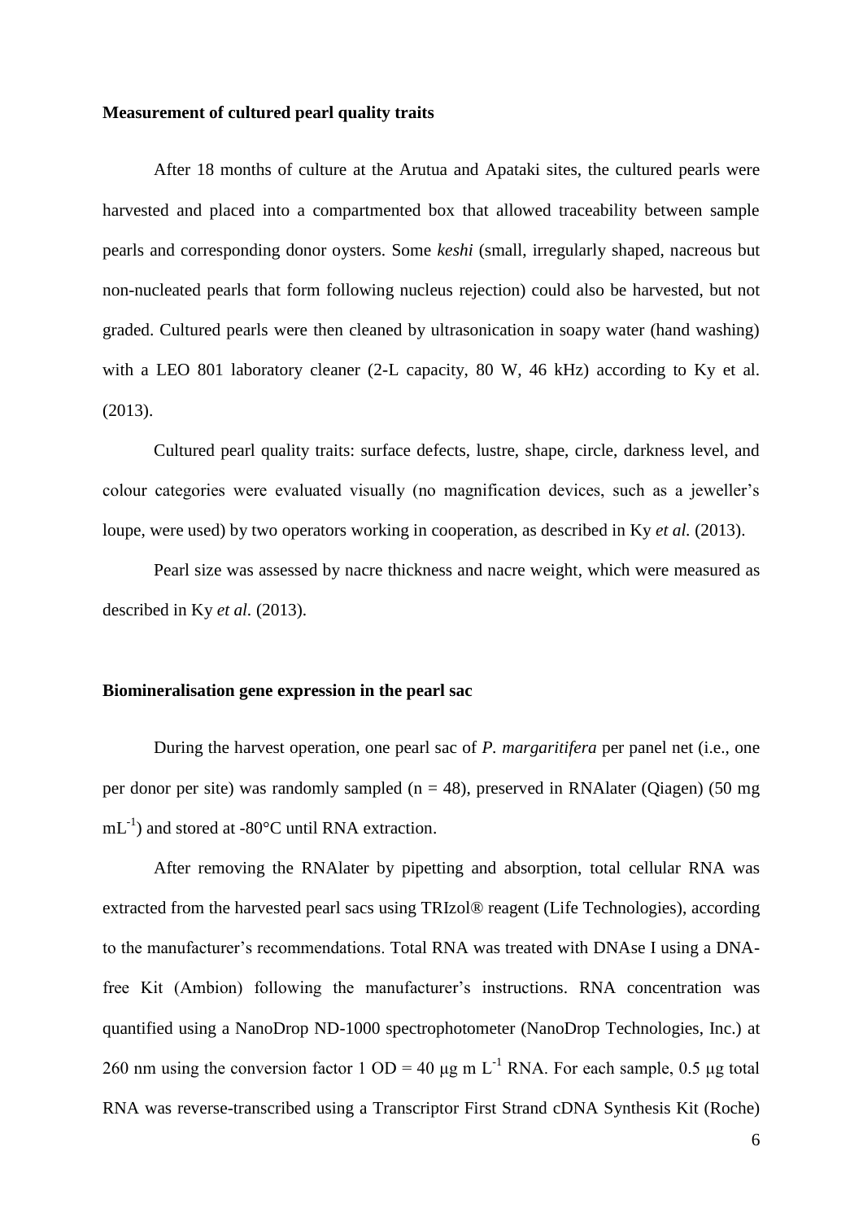**Measurement of cultured pearl quality traits**

After 18 months of culture at the Arutua and Apataki sites, the cultured pearls were harvested and placed into a compartmented box that allowed traceability between sample pearls and corresponding donor oysters. Some *keshi* (small, irregularly shaped, nacreous but non-nucleated pearls that form following nucleus rejection) could also be harvested, but not graded. Cultured pearls were then cleaned by ultrasonication in soapy water (hand washing) with a LEO 801 laboratory cleaner (2-L capacity, 80 W, 46 kHz) according to Ky et al. (2013).

Cultured pearl quality traits: surface defects, lustre, shape, circle, darkness level, and colour categories were evaluated visually (no magnification devices, such as a jeweller's loupe, were used) by two operators working in cooperation, as described in Ky *et al.* (2013).

Pearl size was assessed by nacre thickness and nacre weight, which were measured as described in Ky *et al.* (2013).

**Biomineralisation gene expression in the pearl sac**

During the harvest operation, one pearl sac of *P. margaritifera* per panel net (i.e., one per donor per site) was randomly sampled (n = 48), preserved in RNAlater (Qiagen) (50 mg $mL^{-1}$) and stored at -80°C until RNA extraction.

After removing the RNAlater by pipetting and absorption, total cellular RNA was extracted from the harvested pearl sacs using TRIzol® reagent (Life Technologies), according to the manufacturer's recommendations. Total RNA was treated with DNAse I using a DNA-free Kit (Ambion) following the manufacturer's instructions. RNA concentration was quantified using a NanoDrop ND-1000 spectrophotometer (NanoDrop Technologies, Inc.) at 260 nm using the conversion factor 1 OD = 40 μg m $L^{-1}$ RNA. For each sample, 0.5 μg total RNA was reverse-transcribed using a Transcriptor First Strand cDNA Synthesis Kit (Roche)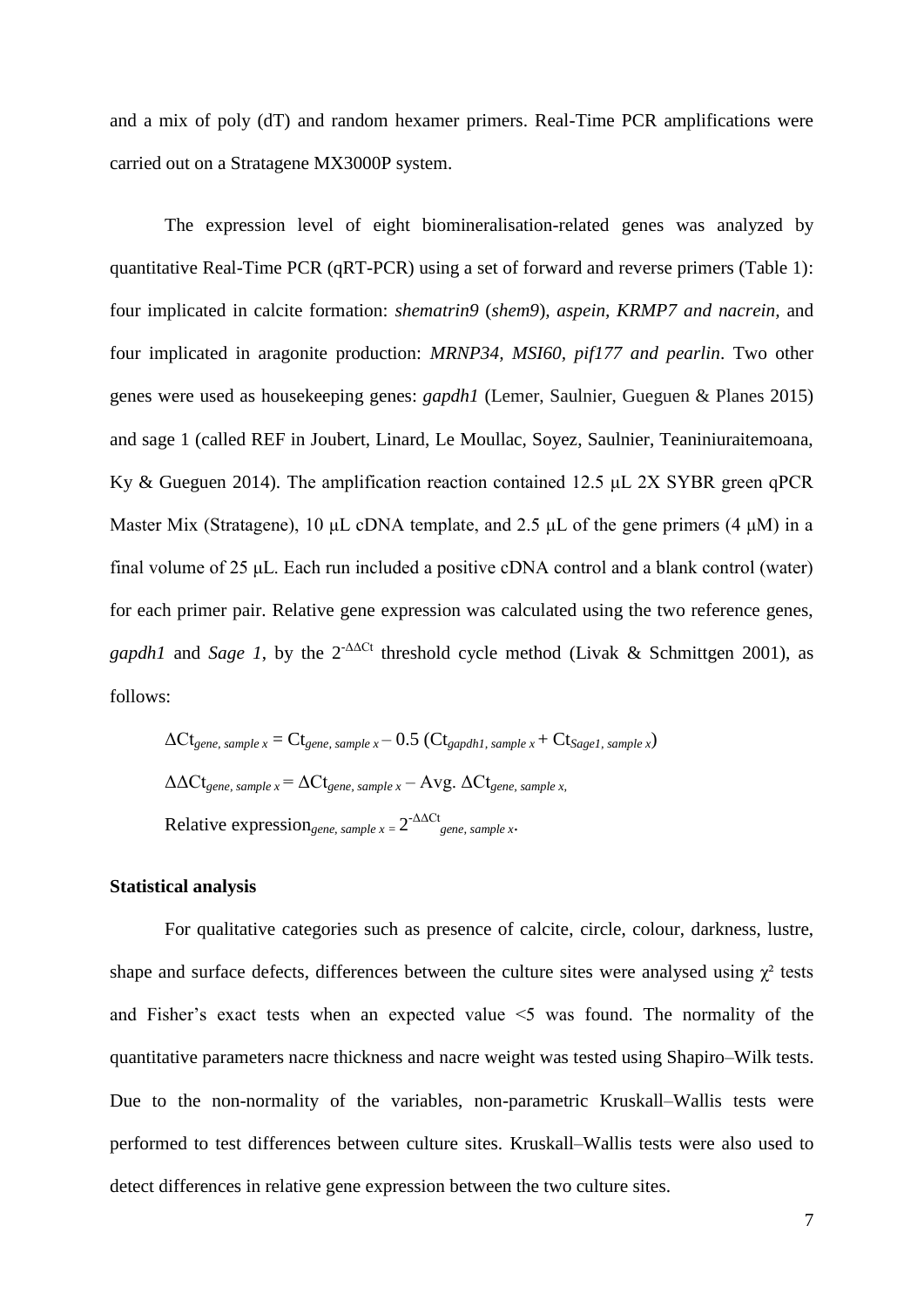and a mix of poly (dT) and random hexamer primers. Real-Time PCR amplifications were carried out on a Stratagene MX3000P system.

The expression level of eight biomineralisation-related genes was analyzed by quantitative Real-Time PCR (qRT-PCR) using a set of forward and reverse primers (Table 1): four implicated in calcite formation: *shematrin9* (*shem9*), *aspein, KRMP7 and nacrein,* and four implicated in aragonite production: *MRNP34, MSI60, pif177 and pearlin*. Two other genes were used as housekeeping genes: *gapdh1* (Lemer, Saulnier, Gueguen & Planes 2015) and sage 1 (called REF in Joubert, Linard, Le Moullac, Soyez, Saulnier, Teaniniuraitemoana, Ky & Gueguen 2014). The amplification reaction contained 12.5 μL 2X SYBR green qPCR Master Mix (Stratagene), 10 μL cDNA template, and 2.5 μL of the gene primers (4 μM) in a final volume of 25 μL. Each run included a positive cDNA control and a blank control (water) for each primer pair. Relative gene expression was calculated using the two reference genes, *gapdh1* and *Sage 1,* by the $2^{-\Delta\Delta Ct}$ threshold cycle method (Livak & Schmittgen 2001), as follows:

$$\Delta Ct_{gene,\ sample\ x} = Ct_{gene,\ sample\ x} - 0.5\ (Ct_{gapdh1,\ sample\ x} + Ct_{Sage1,\ sample\ x})$$

$$\Delta\Delta Ct_{gene,\ sample\ x} = \Delta Ct_{gene,\ sample\ x} - \text{Avg. } \Delta Ct_{gene,\ sample\ x},$$

$$\text{Relative expression}_{gene,\ sample\ x} = 2^{-\Delta\Delta Ct}{}_{gene,\ sample\ x}.$$

### Statistical analysis

For qualitative categories such as presence of calcite, circle, colour, darkness, lustre, shape and surface defects, differences between the culture sites were analysed using $\chi^2$ tests and Fisher's exact tests when an expected value <5 was found. The normality of the quantitative parameters nacre thickness and nacre weight was tested using Shapiro–Wilk tests. Due to the non-normality of the variables, non-parametric Kruskall–Wallis tests were performed to test differences between culture sites. Kruskall–Wallis tests were also used to detect differences in relative gene expression between the two culture sites.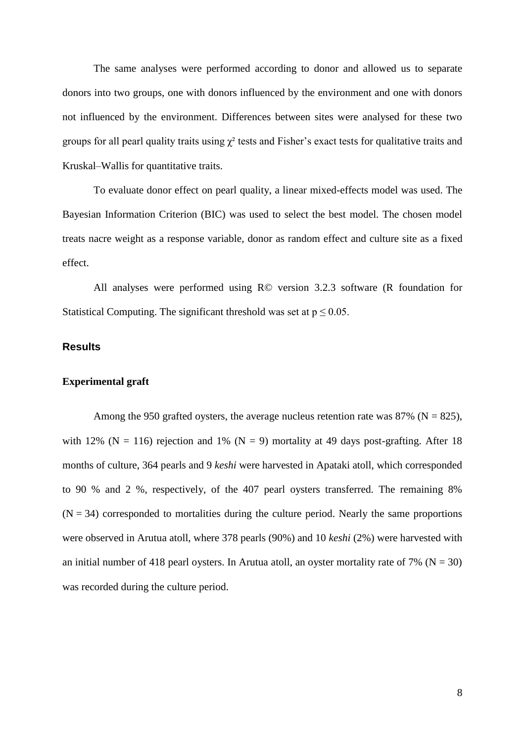The same analyses were performed according to donor and allowed us to separate donors into two groups, one with donors influenced by the environment and one with donors not influenced by the environment. Differences between sites were analysed for these two groups for all pearl quality traits using $\chi^2$ tests and Fisher's exact tests for qualitative traits and Kruskal–Wallis for quantitative traits.

To evaluate donor effect on pearl quality, a linear mixed-effects model was used. The Bayesian Information Criterion (BIC) was used to select the best model. The chosen model treats nacre weight as a response variable, donor as random effect and culture site as a fixed effect.

All analyses were performed using R© version 3.2.3 software (R foundation for Statistical Computing. The significant threshold was set at $p \leq 0.05$.

## Results

### Experimental graft

Among the 950 grafted oysters, the average nucleus retention rate was 87% (N = 825), with 12% (N = 116) rejection and 1% (N = 9) mortality at 49 days post-grafting. After 18 months of culture, 364 pearls and 9 *keshi* were harvested in Apataki atoll, which corresponded to 90 % and 2 %, respectively, of the 407 pearl oysters transferred. The remaining 8% (N = 34) corresponded to mortalities during the culture period. Nearly the same proportions were observed in Arutua atoll, where 378 pearls (90%) and 10 *keshi* (2%) were harvested with an initial number of 418 pearl oysters. In Arutua atoll, an oyster mortality rate of 7% (N = 30) was recorded during the culture period.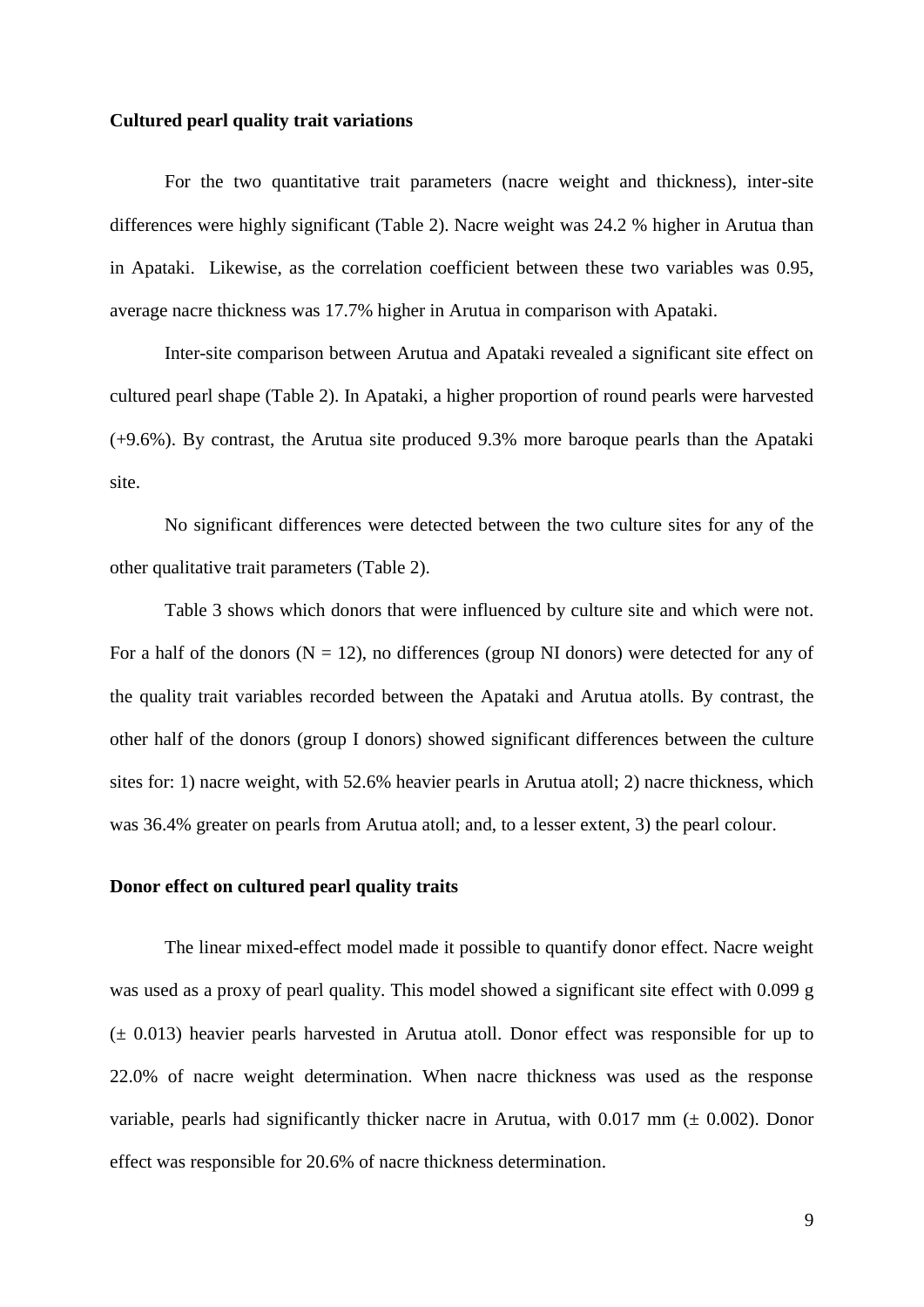### Cultured pearl quality trait variations

For the two quantitative trait parameters (nacre weight and thickness), inter-site differences were highly significant (Table 2). Nacre weight was 24.2 % higher in Arutua than in Apataki. Likewise, as the correlation coefficient between these two variables was 0.95, average nacre thickness was 17.7% higher in Arutua in comparison with Apataki.

Inter-site comparison between Arutua and Apataki revealed a significant site effect on cultured pearl shape (Table 2). In Apataki, a higher proportion of round pearls were harvested (+9.6%). By contrast, the Arutua site produced 9.3% more baroque pearls than the Apataki site.

No significant differences were detected between the two culture sites for any of the other qualitative trait parameters (Table 2).

Table 3 shows which donors that were influenced by culture site and which were not. For a half of the donors (N = 12), no differences (group NI donors) were detected for any of the quality trait variables recorded between the Apataki and Arutua atolls. By contrast, the other half of the donors (group I donors) showed significant differences between the culture sites for: 1) nacre weight, with 52.6% heavier pearls in Arutua atoll; 2) nacre thickness, which was 36.4% greater on pearls from Arutua atoll; and, to a lesser extent, 3) the pearl colour.

### Donor effect on cultured pearl quality traits

The linear mixed-effect model made it possible to quantify donor effect. Nacre weight was used as a proxy of pearl quality. This model showed a significant site effect with 0.099 g (± 0.013) heavier pearls harvested in Arutua atoll. Donor effect was responsible for up to 22.0% of nacre weight determination. When nacre thickness was used as the response variable, pearls had significantly thicker nacre in Arutua, with 0.017 mm (± 0.002). Donor effect was responsible for 20.6% of nacre thickness determination.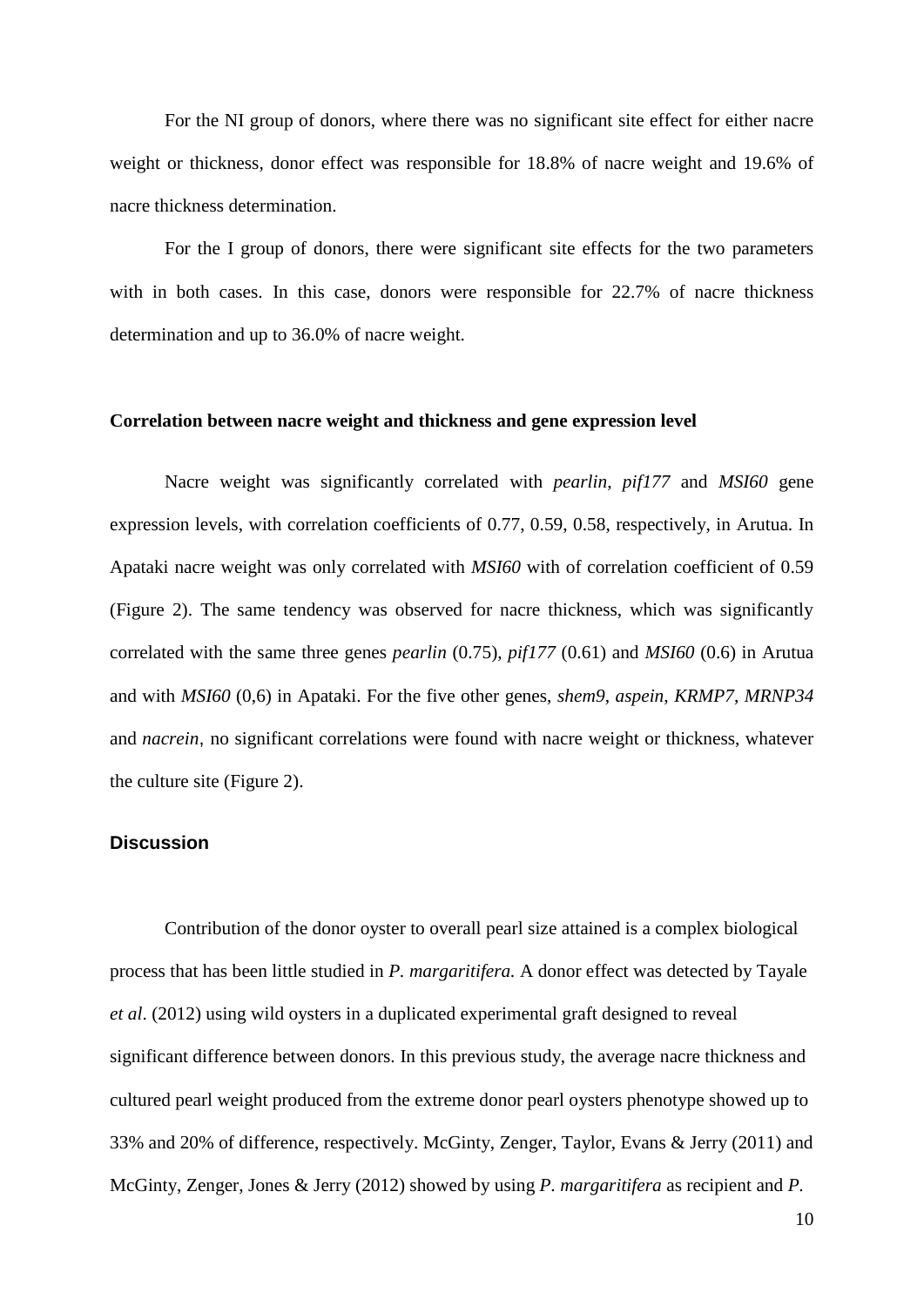For the NI group of donors, where there was no significant site effect for either nacre weight or thickness, donor effect was responsible for 18.8% of nacre weight and 19.6% of nacre thickness determination.

For the I group of donors, there were significant site effects for the two parameters with in both cases. In this case, donors were responsible for 22.7% of nacre thickness determination and up to 36.0% of nacre weight.

### Correlation between nacre weight and thickness and gene expression level

Nacre weight was significantly correlated with *pearlin*, *pif177* and *MSI60* gene expression levels, with correlation coefficients of 0.77, 0.59, 0.58, respectively, in Arutua. In Apataki nacre weight was only correlated with *MSI60* with of correlation coefficient of 0.59 (Figure 2). The same tendency was observed for nacre thickness, which was significantly correlated with the same three genes *pearlin* (0.75), *pif177* (0.61) and *MSI60* (0.6) in Arutua and with *MSI60* (0,6) in Apataki. For the five other genes, *shem9*, *aspein*, *KRMP7*, *MRNP34* and *nacrein*, no significant correlations were found with nacre weight or thickness, whatever the culture site (Figure 2).

## Discussion

Contribution of the donor oyster to overall pearl size attained is a complex biological process that has been little studied in *P. margaritifera.* A donor effect was detected by Tayale *et al*. (2012) using wild oysters in a duplicated experimental graft designed to reveal significant difference between donors. In this previous study, the average nacre thickness and cultured pearl weight produced from the extreme donor pearl oysters phenotype showed up to 33% and 20% of difference, respectively. McGinty, Zenger, Taylor, Evans & Jerry (2011) and McGinty, Zenger, Jones & Jerry (2012) showed by using *P. margaritifera* as recipient and *P.*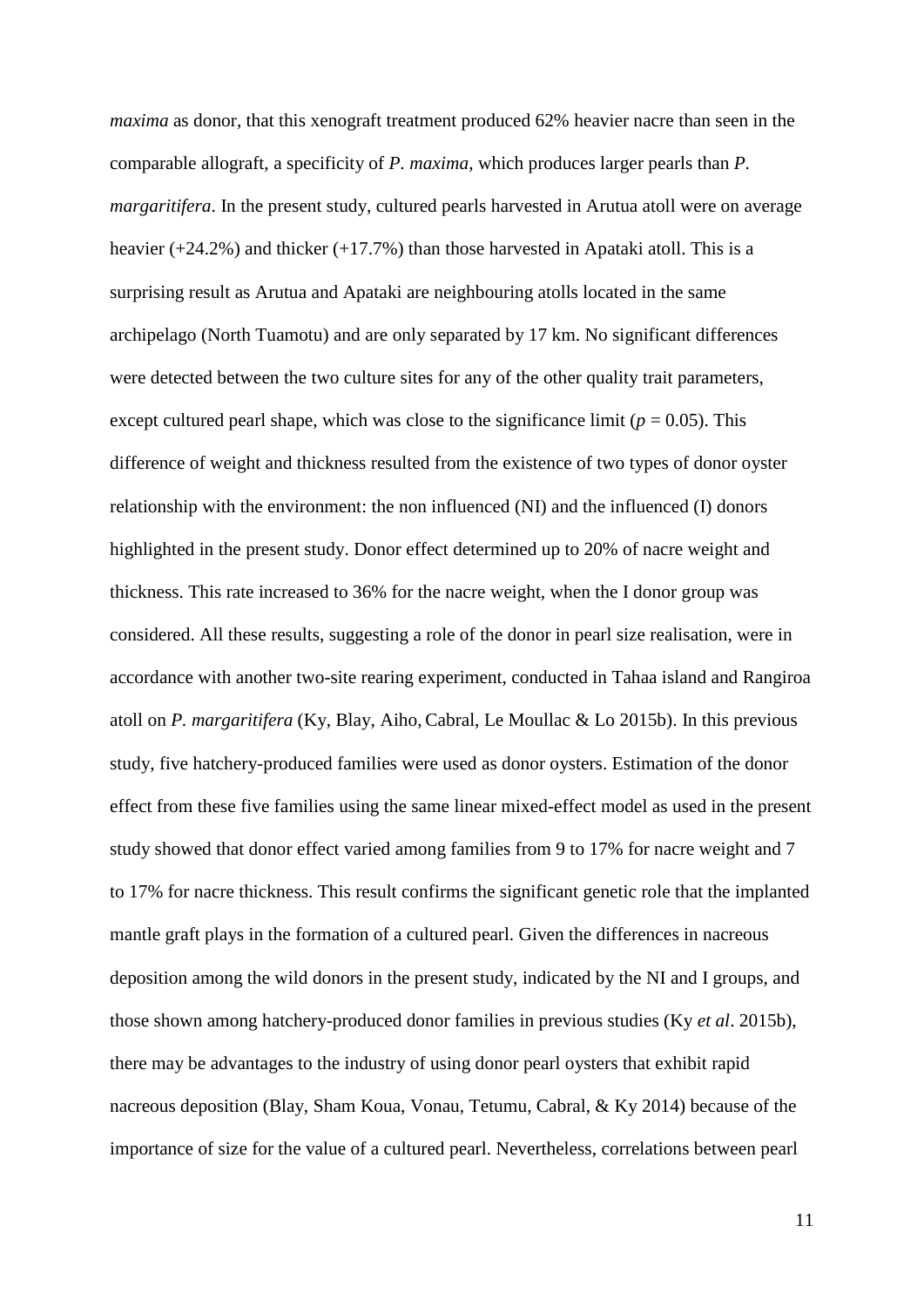*maxima* as donor, that this xenograft treatment produced 62% heavier nacre than seen in the comparable allograft, a specificity of *P. maxima*, which produces larger pearls than *P. margaritifera*. In the present study, cultured pearls harvested in Arutua atoll were on average heavier (+24.2%) and thicker (+17.7%) than those harvested in Apataki atoll. This is a surprising result as Arutua and Apataki are neighbouring atolls located in the same archipelago (North Tuamotu) and are only separated by 17 km. No significant differences were detected between the two culture sites for any of the other quality trait parameters, except cultured pearl shape, which was close to the significance limit ($p = 0.05$). This difference of weight and thickness resulted from the existence of two types of donor oyster relationship with the environment: the non influenced (NI) and the influenced (I) donors highlighted in the present study. Donor effect determined up to 20% of nacre weight and thickness. This rate increased to 36% for the nacre weight, when the I donor group was considered. All these results, suggesting a role of the donor in pearl size realisation, were in accordance with another two-site rearing experiment, conducted in Tahaa island and Rangiroa atoll on *P. margaritifera* (Ky, Blay, Aiho, Cabral, Le Moullac & Lo 2015b). In this previous study, five hatchery-produced families were used as donor oysters. Estimation of the donor effect from these five families using the same linear mixed-effect model as used in the present study showed that donor effect varied among families from 9 to 17% for nacre weight and 7 to 17% for nacre thickness. This result confirms the significant genetic role that the implanted mantle graft plays in the formation of a cultured pearl. Given the differences in nacreous deposition among the wild donors in the present study, indicated by the NI and I groups, and those shown among hatchery-produced donor families in previous studies (Ky *et al*. 2015b), there may be advantages to the industry of using donor pearl oysters that exhibit rapid nacreous deposition (Blay, Sham Koua, Vonau, Tetumu, Cabral, & Ky 2014) because of the importance of size for the value of a cultured pearl. Nevertheless, correlations between pearl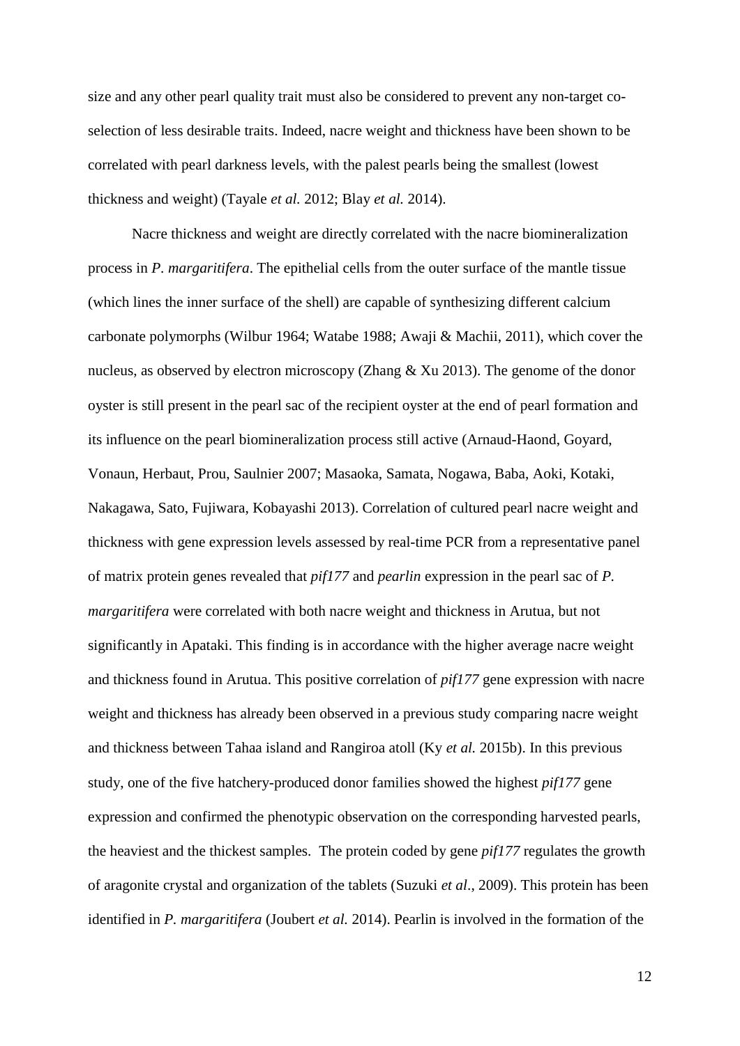size and any other pearl quality trait must also be considered to prevent any non-target co-selection of less desirable traits. Indeed, nacre weight and thickness have been shown to be correlated with pearl darkness levels, with the palest pearls being the smallest (lowest thickness and weight) (Tayale *et al.* 2012; Blay *et al.* 2014).

Nacre thickness and weight are directly correlated with the nacre biomineralization process in *P. margaritifera*. The epithelial cells from the outer surface of the mantle tissue (which lines the inner surface of the shell) are capable of synthesizing different calcium carbonate polymorphs (Wilbur 1964; Watabe 1988; Awaji & Machii, 2011), which cover the nucleus, as observed by electron microscopy (Zhang & Xu 2013). The genome of the donor oyster is still present in the pearl sac of the recipient oyster at the end of pearl formation and its influence on the pearl biomineralization process still active (Arnaud-Haond, Goyard, Vonaun, Herbaut, Prou, Saulnier 2007; Masaoka, Samata, Nogawa, Baba, Aoki, Kotaki, Nakagawa, Sato, Fujiwara, Kobayashi 2013). Correlation of cultured pearl nacre weight and thickness with gene expression levels assessed by real-time PCR from a representative panel of matrix protein genes revealed that *pif177* and *pearlin* expression in the pearl sac of *P. margaritifera* were correlated with both nacre weight and thickness in Arutua, but not significantly in Apataki. This finding is in accordance with the higher average nacre weight and thickness found in Arutua. This positive correlation of *pif177* gene expression with nacre weight and thickness has already been observed in a previous study comparing nacre weight and thickness between Tahaa island and Rangiroa atoll (Ky *et al.* 2015b). In this previous study, one of the five hatchery-produced donor families showed the highest *pif177* gene expression and confirmed the phenotypic observation on the corresponding harvested pearls, the heaviest and the thickest samples. The protein coded by gene *pif177* regulates the growth of aragonite crystal and organization of the tablets (Suzuki *et al*., 2009). This protein has been identified in *P. margaritifera* (Joubert *et al.* 2014). Pearlin is involved in the formation of the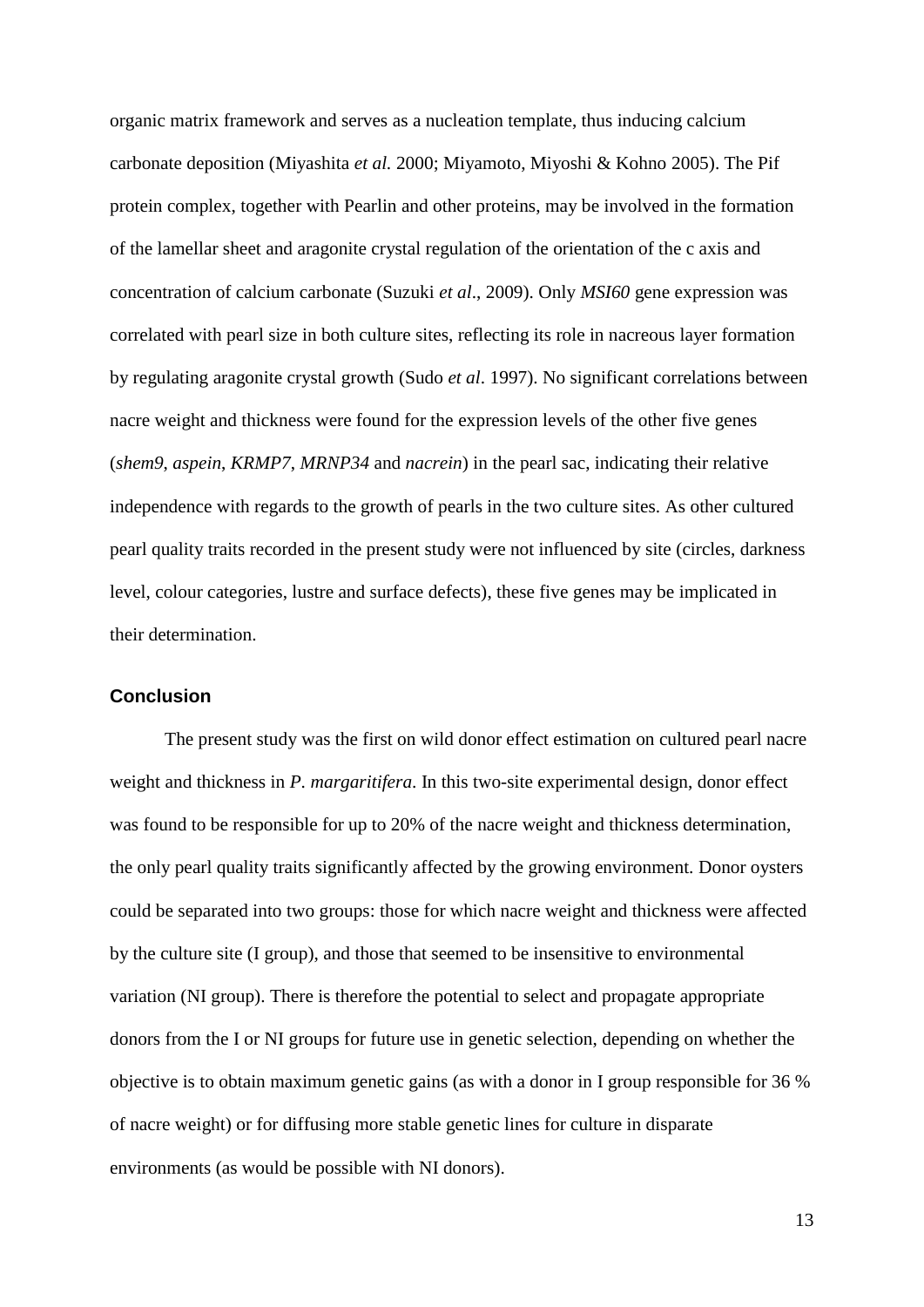organic matrix framework and serves as a nucleation template, thus inducing calcium carbonate deposition (Miyashita *et al.* 2000; Miyamoto, Miyoshi & Kohno 2005). The Pif protein complex, together with Pearlin and other proteins, may be involved in the formation of the lamellar sheet and aragonite crystal regulation of the orientation of the c axis and concentration of calcium carbonate (Suzuki *et al*., 2009). Only *MSI60* gene expression was correlated with pearl size in both culture sites, reflecting its role in nacreous layer formation by regulating aragonite crystal growth (Sudo *et al*. 1997). No significant correlations between nacre weight and thickness were found for the expression levels of the other five genes (*shem9*, *aspein*, *KRMP7*, *MRNP34* and *nacrein*) in the pearl sac, indicating their relative independence with regards to the growth of pearls in the two culture sites. As other cultured pearl quality traits recorded in the present study were not influenced by site (circles, darkness level, colour categories, lustre and surface defects), these five genes may be implicated in their determination.

## Conclusion

The present study was the first on wild donor effect estimation on cultured pearl nacre weight and thickness in *P. margaritifera*. In this two-site experimental design, donor effect was found to be responsible for up to 20% of the nacre weight and thickness determination, the only pearl quality traits significantly affected by the growing environment. Donor oysters could be separated into two groups: those for which nacre weight and thickness were affected by the culture site (I group), and those that seemed to be insensitive to environmental variation (NI group). There is therefore the potential to select and propagate appropriate donors from the I or NI groups for future use in genetic selection, depending on whether the objective is to obtain maximum genetic gains (as with a donor in I group responsible for 36 % of nacre weight) or for diffusing more stable genetic lines for culture in disparate environments (as would be possible with NI donors).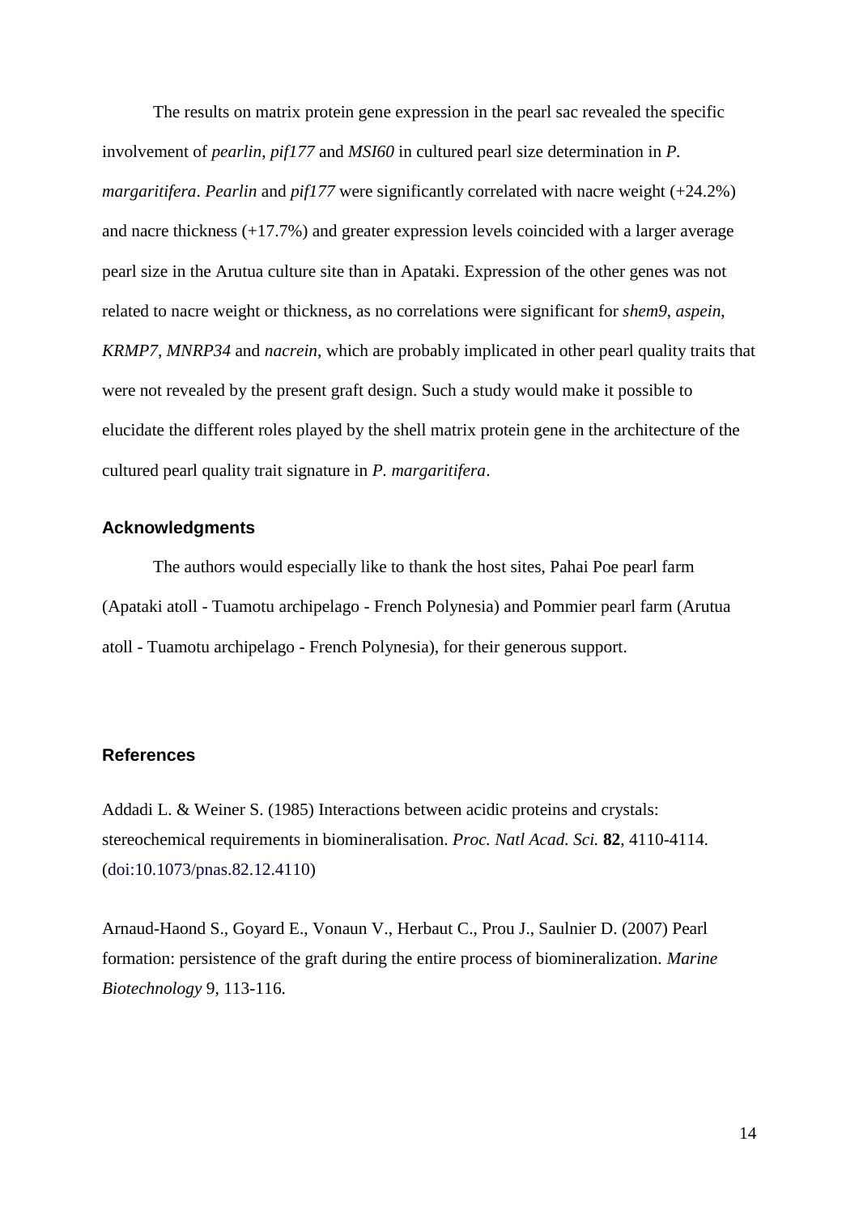The results on matrix protein gene expression in the pearl sac revealed the specific involvement of *pearlin*, *pif177* and *MSI60* in cultured pearl size determination in *P. margaritifera*. *Pearlin* and *pif177* were significantly correlated with nacre weight (+24.2%) and nacre thickness (+17.7%) and greater expression levels coincided with a larger average pearl size in the Arutua culture site than in Apataki. Expression of the other genes was not related to nacre weight or thickness, as no correlations were significant for *shem9*, *aspein*, *KRMP7*, *MNRP34* and *nacrein*, which are probably implicated in other pearl quality traits that were not revealed by the present graft design. Such a study would make it possible to elucidate the different roles played by the shell matrix protein gene in the architecture of the cultured pearl quality trait signature in *P. margaritifera*.

## Acknowledgments

The authors would especially like to thank the host sites, Pahai Poe pearl farm (Apataki atoll - Tuamotu archipelago - French Polynesia) and Pommier pearl farm (Arutua atoll - Tuamotu archipelago - French Polynesia), for their generous support.

## References

Addadi L. & Weiner S. (1985) Interactions between acidic proteins and crystals: stereochemical requirements in biomineralisation. *Proc. Natl Acad. Sci.* **82**, 4110-4114. (doi:10.1073/pnas.82.12.4110)

Arnaud-Haond S., Goyard E., Vonaun V., Herbaut C., Prou J., Saulnier D. (2007) Pearl formation: persistence of the graft during the entire process of biomineralization. *Marine Biotechnology* 9, 113-116.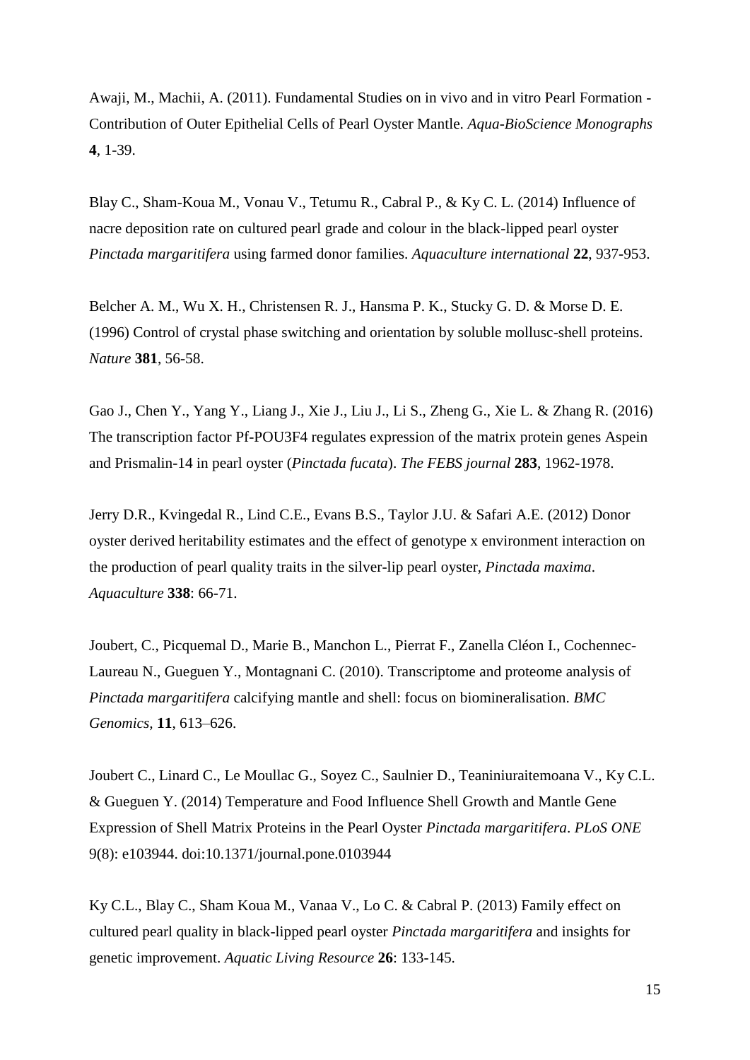Awaji, M., Machii, A. (2011). Fundamental Studies on in vivo and in vitro Pearl Formation - Contribution of Outer Epithelial Cells of Pearl Oyster Mantle. *Aqua-BioScience Monographs* **4**, 1-39.

Blay C., Sham-Koua M., Vonau V., Tetumu R., Cabral P., & Ky C. L. (2014) Influence of nacre deposition rate on cultured pearl grade and colour in the black-lipped pearl oyster *Pinctada margaritifera* using farmed donor families. *Aquaculture international* **22**, 937-953.

Belcher A. M., Wu X. H., Christensen R. J., Hansma P. K., Stucky G. D. & Morse D. E. (1996) Control of crystal phase switching and orientation by soluble mollusc-shell proteins. *Nature* **381**, 56-58.

Gao J., Chen Y., Yang Y., Liang J., Xie J., Liu J., Li S., Zheng G., Xie L. & Zhang R. (2016) The transcription factor Pf-POU3F4 regulates expression of the matrix protein genes Aspein and Prismalin-14 in pearl oyster (*Pinctada fucata*). *The FEBS journal* **283**, 1962-1978.

Jerry D.R., Kvingedal R., Lind C.E., Evans B.S., Taylor J.U. & Safari A.E. (2012) Donor oyster derived heritability estimates and the effect of genotype x environment interaction on the production of pearl quality traits in the silver-lip pearl oyster, *Pinctada maxima*. *Aquaculture* **338**: 66-71.

Joubert, C., Picquemal D., Marie B., Manchon L., Pierrat F., Zanella Cléon I., Cochennec-Laureau N., Gueguen Y., Montagnani C. (2010). Transcriptome and proteome analysis of *Pinctada margaritifera* calcifying mantle and shell: focus on biomineralisation. *BMC Genomics,* **11**, 613–626.

Joubert C., Linard C., Le Moullac G., Soyez C., Saulnier D., Teaniniuraitemoana V., Ky C.L. & Gueguen Y. (2014) Temperature and Food Influence Shell Growth and Mantle Gene Expression of Shell Matrix Proteins in the Pearl Oyster *Pinctada margaritifera*. *PLoS ONE* 9(8): e103944. doi:10.1371/journal.pone.0103944

Ky C.L., Blay C., Sham Koua M., Vanaa V., Lo C. & Cabral P. (2013) Family effect on cultured pearl quality in black-lipped pearl oyster *Pinctada margaritifera* and insights for genetic improvement. *Aquatic Living Resource* **26**: 133-145.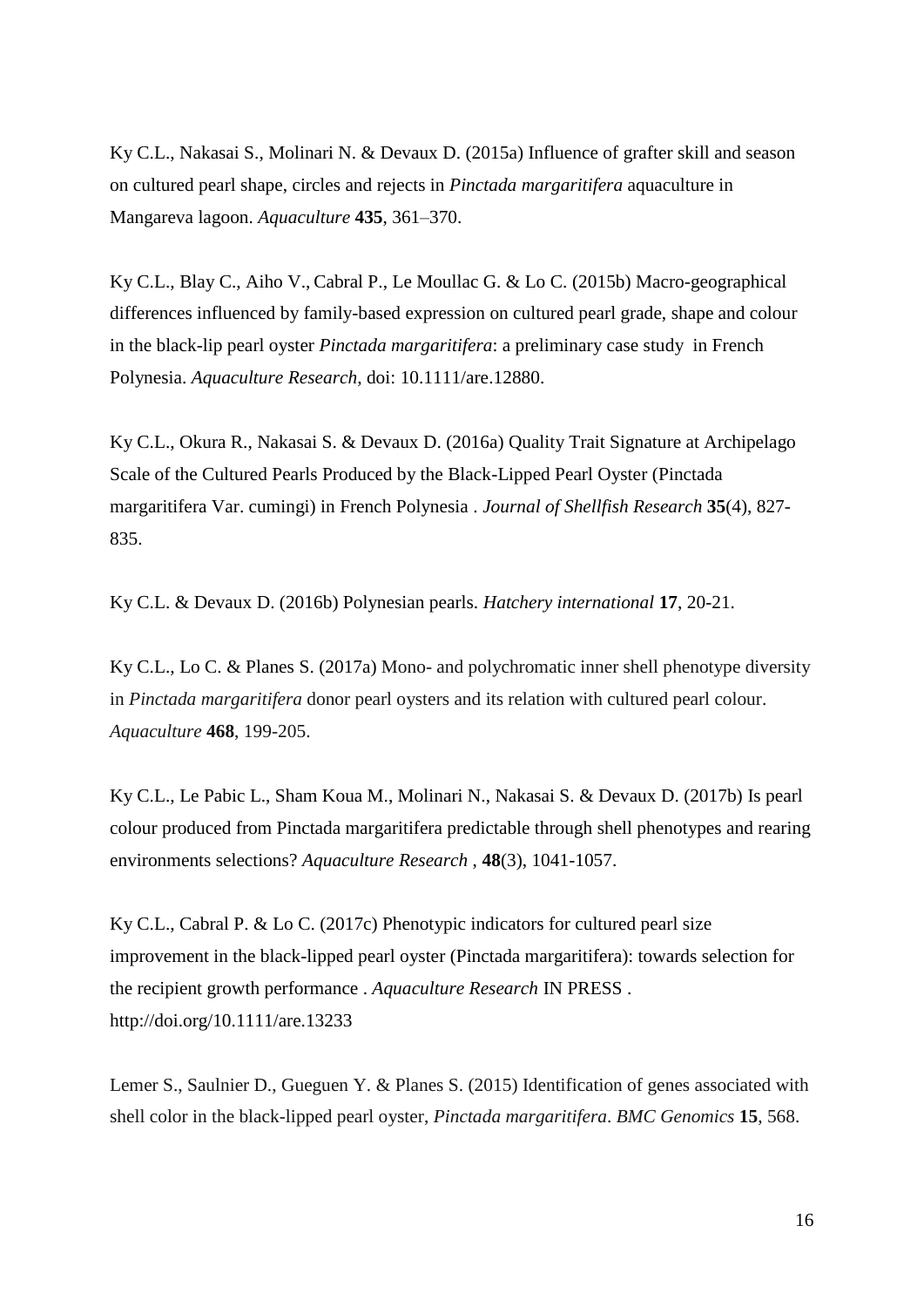Ky C.L., Nakasai S., Molinari N. & Devaux D. (2015a) Influence of grafter skill and season on cultured pearl shape, circles and rejects in *Pinctada margaritifera* aquaculture in Mangareva lagoon. *Aquaculture* **435**, 361–370.

Ky C.L., Blay C., Aiho V., Cabral P., Le Moullac G. & Lo C. (2015b) Macro-geographical differences influenced by family-based expression on cultured pearl grade, shape and colour in the black-lip pearl oyster *Pinctada margaritifera*: a preliminary case study in French Polynesia. *Aquaculture Research*, doi: 10.1111/are.12880.

Ky C.L., Okura R., Nakasai S. & Devaux D. (2016a) Quality Trait Signature at Archipelago Scale of the Cultured Pearls Produced by the Black-Lipped Pearl Oyster (Pinctada margaritifera Var. cumingi) in French Polynesia . *Journal of Shellfish Research* **35**(4), 827-835.

Ky C.L. & Devaux D. (2016b) Polynesian pearls. *Hatchery international* **17**, 20-21.

Ky C.L., Lo C. & Planes S. (2017a) Mono- and polychromatic inner shell phenotype diversity in *Pinctada margaritifera* donor pearl oysters and its relation with cultured pearl colour. *Aquaculture* **468**, 199-205.

Ky C.L., Le Pabic L., Sham Koua M., Molinari N., Nakasai S. & Devaux D. (2017b) Is pearl colour produced from Pinctada margaritifera predictable through shell phenotypes and rearing environments selections? *Aquaculture Research* , **48**(3), 1041-1057.

Ky C.L., Cabral P. & Lo C. (2017c) Phenotypic indicators for cultured pearl size improvement in the black-lipped pearl oyster (Pinctada margaritifera): towards selection for the recipient growth performance . *Aquaculture Research* IN PRESS . http://doi.org/10.1111/are.13233

Lemer S., Saulnier D., Gueguen Y. & Planes S. (2015) Identification of genes associated with shell color in the black-lipped pearl oyster, *Pinctada margaritifera*. *BMC Genomics* **15**, 568.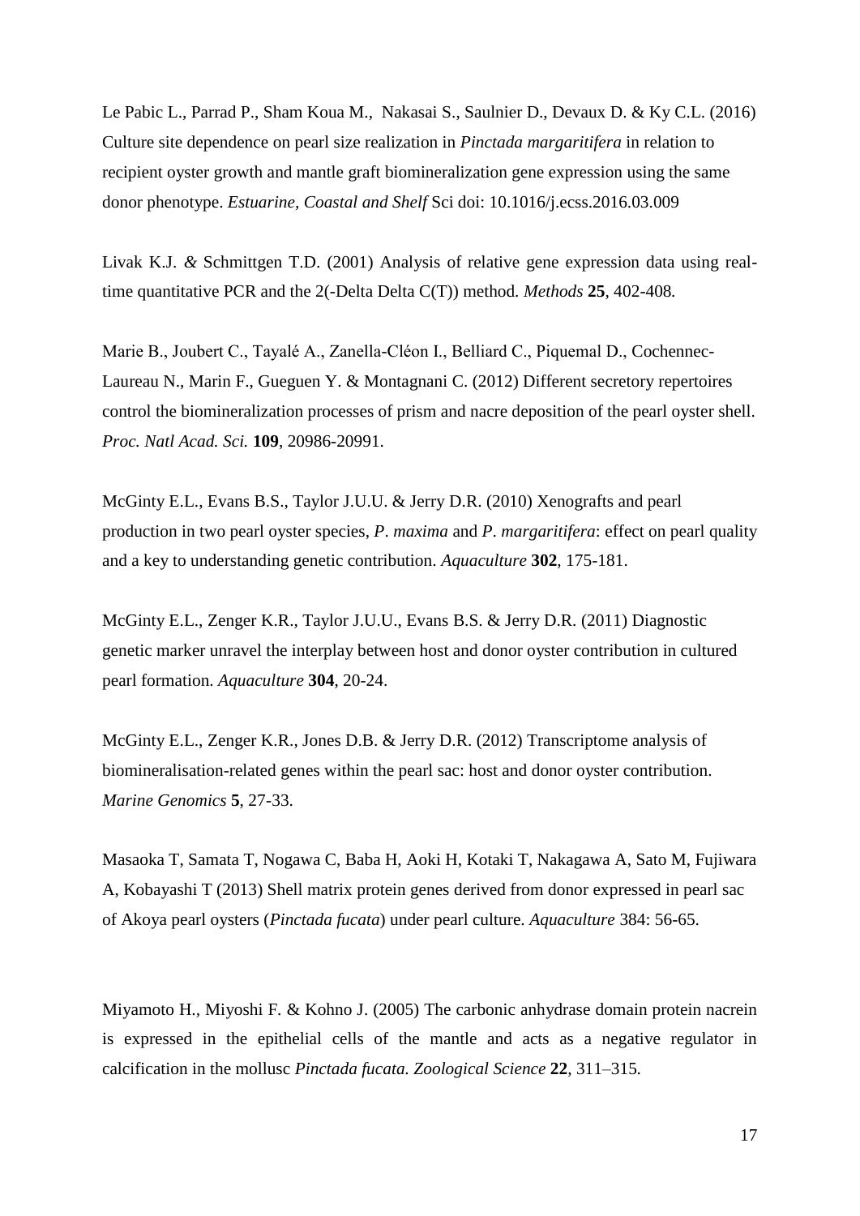Le Pabic L., Parrad P., Sham Koua M., Nakasai S., Saulnier D., Devaux D. & Ky C.L. (2016) Culture site dependence on pearl size realization in *Pinctada margaritifera* in relation to recipient oyster growth and mantle graft biomineralization gene expression using the same donor phenotype. *Estuarine, Coastal and Shelf* Sci doi: 10.1016/j.ecss.2016.03.009

Livak K.J. *&* Schmittgen T.D. (2001) Analysis of relative gene expression data using real-time quantitative PCR and the 2(-Delta Delta C(T)) method. *Methods* **25**, 402-408.

Marie B., Joubert C., Tayalé A., Zanella-Cléon I., Belliard C., Piquemal D., Cochennec-Laureau N., Marin F., Gueguen Y. & Montagnani C. (2012) Different secretory repertoires control the biomineralization processes of prism and nacre deposition of the pearl oyster shell. *Proc. Natl Acad. Sci.* **109**, 20986-20991.

McGinty E.L., Evans B.S., Taylor J.U.U. & Jerry D.R. (2010) Xenografts and pearl production in two pearl oyster species, *P*. *maxima* and *P*. *margaritifera*: effect on pearl quality and a key to understanding genetic contribution. *Aquaculture* **302**, 175-181.

McGinty E.L., Zenger K.R., Taylor J.U.U., Evans B.S. & Jerry D.R. (2011) Diagnostic genetic marker unravel the interplay between host and donor oyster contribution in cultured pearl formation. *Aquaculture* **304**, 20-24.

McGinty E.L., Zenger K.R., Jones D.B. & Jerry D.R. (2012) Transcriptome analysis of biomineralisation-related genes within the pearl sac: host and donor oyster contribution. *Marine Genomics* **5**, 27-33.

Masaoka T, Samata T, Nogawa C, Baba H, Aoki H, Kotaki T, Nakagawa A, Sato M, Fujiwara A, Kobayashi T (2013) Shell matrix protein genes derived from donor expressed in pearl sac of Akoya pearl oysters (*Pinctada fucata*) under pearl culture. *Aquaculture* 384: 56-65.

Miyamoto H., Miyoshi F. & Kohno J. (2005) The carbonic anhydrase domain protein nacrein is expressed in the epithelial cells of the mantle and acts as a negative regulator in calcification in the mollusc *Pinctada fucata*. *Zoological Science* **22**, 311–315.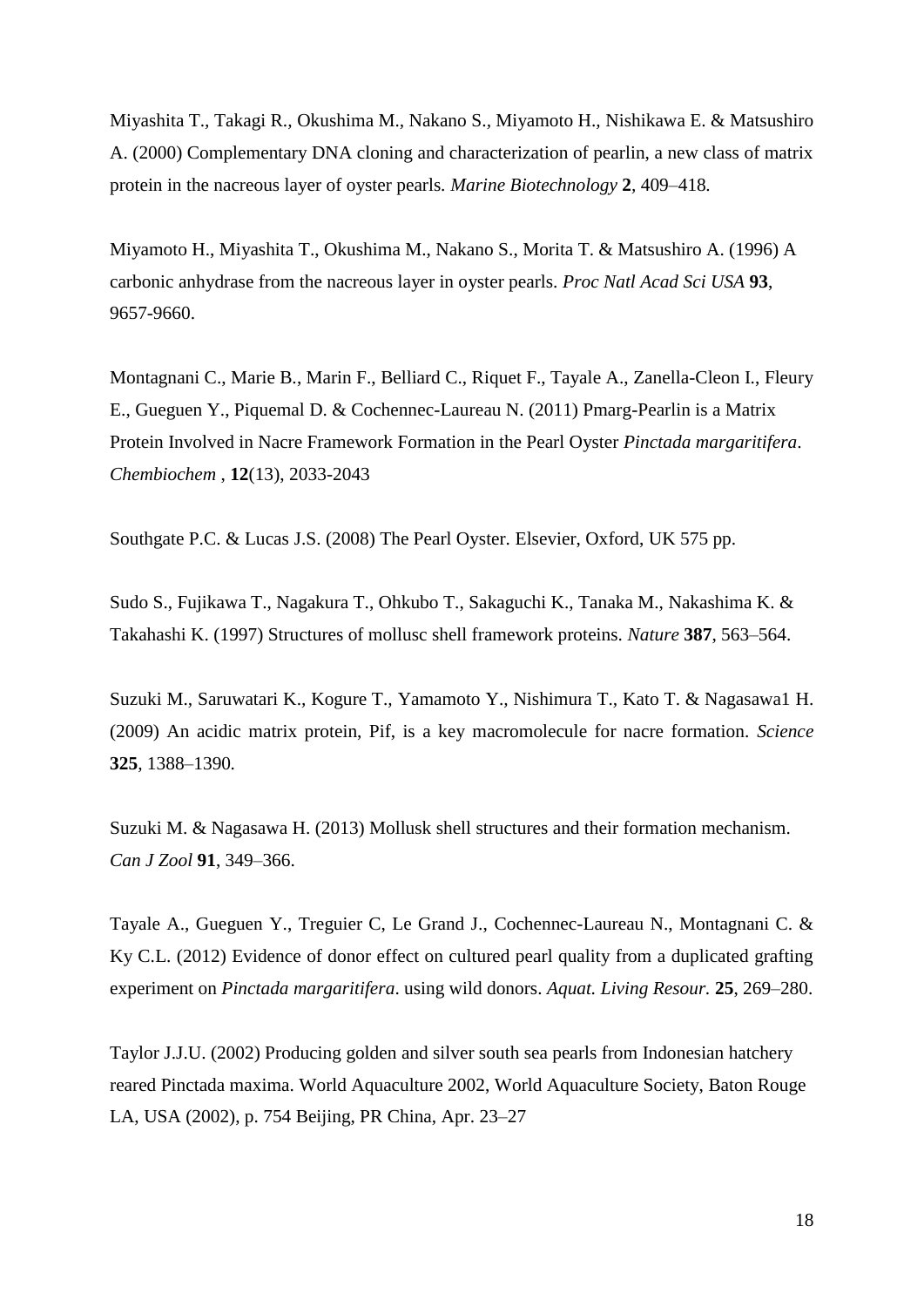Miyashita T., Takagi R., Okushima M., Nakano S., Miyamoto H., Nishikawa E. & Matsushiro A. (2000) Complementary DNA cloning and characterization of pearlin, a new class of matrix protein in the nacreous layer of oyster pearls. *Marine Biotechnology* **2**, 409–418.

Miyamoto H., Miyashita T., Okushima M., Nakano S., Morita T. & Matsushiro A. (1996) A carbonic anhydrase from the nacreous layer in oyster pearls. *Proc Natl Acad Sci USA* **93**, 9657-9660.

Montagnani C., Marie B., Marin F., Belliard C., Riquet F., Tayale A., Zanella-Cleon I., Fleury E., Gueguen Y., Piquemal D. & Cochennec-Laureau N. (2011) Pmarg-Pearlin is a Matrix Protein Involved in Nacre Framework Formation in the Pearl Oyster *Pinctada margaritifera*. *Chembiochem* , **12**(13), 2033-2043

Southgate P.C. & Lucas J.S. (2008) The Pearl Oyster. Elsevier, Oxford, UK 575 pp.

Sudo S., Fujikawa T., Nagakura T., Ohkubo T., Sakaguchi K., Tanaka M., Nakashima K. & Takahashi K. (1997) Structures of mollusc shell framework proteins. *Nature* **387**, 563–564.

Suzuki M., Saruwatari K., Kogure T., Yamamoto Y., Nishimura T., Kato T. & Nagasawa1 H. (2009) An acidic matrix protein, Pif, is a key macromolecule for nacre formation. *Science* **325**, 1388–1390.

Suzuki M. & Nagasawa H. (2013) Mollusk shell structures and their formation mechanism. *Can J Zool* **91**, 349–366.

Tayale A., Gueguen Y., Treguier C, Le Grand J., Cochennec-Laureau N., Montagnani C. & Ky C.L. (2012) Evidence of donor effect on cultured pearl quality from a duplicated grafting experiment on *Pinctada margaritifera*. using wild donors. *Aquat. Living Resour.* **25**, 269–280.

Taylor J.J.U. (2002) Producing golden and silver south sea pearls from Indonesian hatchery reared Pinctada maxima. World Aquaculture 2002, World Aquaculture Society, Baton Rouge LA, USA (2002), p. 754 Beijing, PR China, Apr. 23–27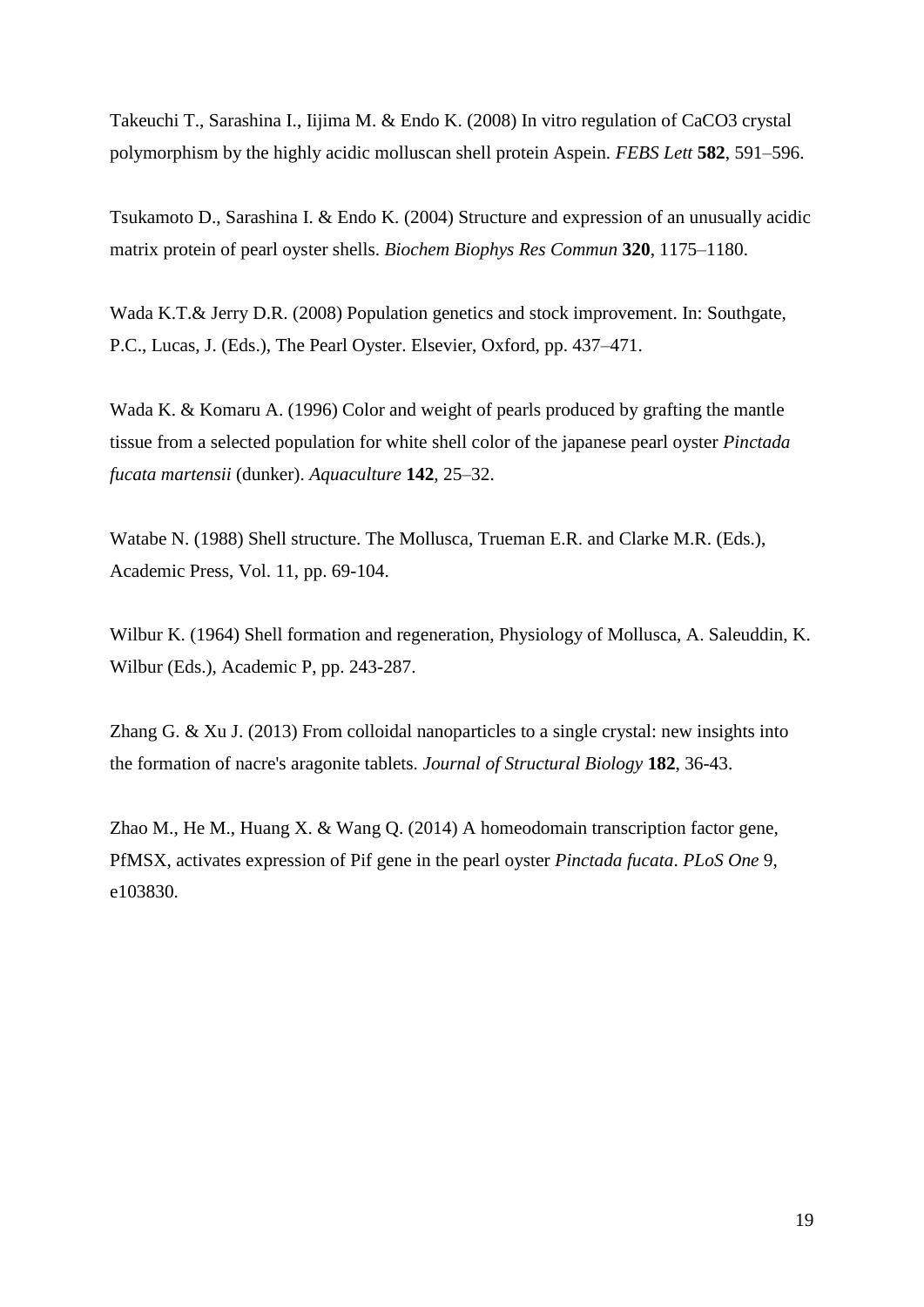Takeuchi T., Sarashina I., Iijima M. & Endo K. (2008) In vitro regulation of CaCO3 crystal polymorphism by the highly acidic molluscan shell protein Aspein. *FEBS Lett* **582**, 591–596.

Tsukamoto D., Sarashina I. & Endo K. (2004) Structure and expression of an unusually acidic matrix protein of pearl oyster shells. *Biochem Biophys Res Commun* **320**, 1175–1180.

Wada K.T.& Jerry D.R. (2008) Population genetics and stock improvement. In: Southgate, P.C., Lucas, J. (Eds.), The Pearl Oyster. Elsevier, Oxford, pp. 437–471.

Wada K. & Komaru A. (1996) Color and weight of pearls produced by grafting the mantle tissue from a selected population for white shell color of the japanese pearl oyster *Pinctada fucata martensii* (dunker). *Aquaculture* **142**, 25–32.

Watabe N. (1988) Shell structure. The Mollusca, Trueman E.R. and Clarke M.R. (Eds.), Academic Press, Vol. 11, pp. 69-104.

Wilbur K. (1964) Shell formation and regeneration, Physiology of Mollusca, A. Saleuddin, K. Wilbur (Eds.), Academic P, pp. 243-287.

Zhang G. & Xu J. (2013) From colloidal nanoparticles to a single crystal: new insights into the formation of nacre's aragonite tablets. *Journal of Structural Biology* **182**, 36-43.

Zhao M., He M., Huang X. & Wang Q. (2014) A homeodomain transcription factor gene, PfMSX, activates expression of Pif gene in the pearl oyster *Pinctada fucata*. *PLoS One* 9, e103830.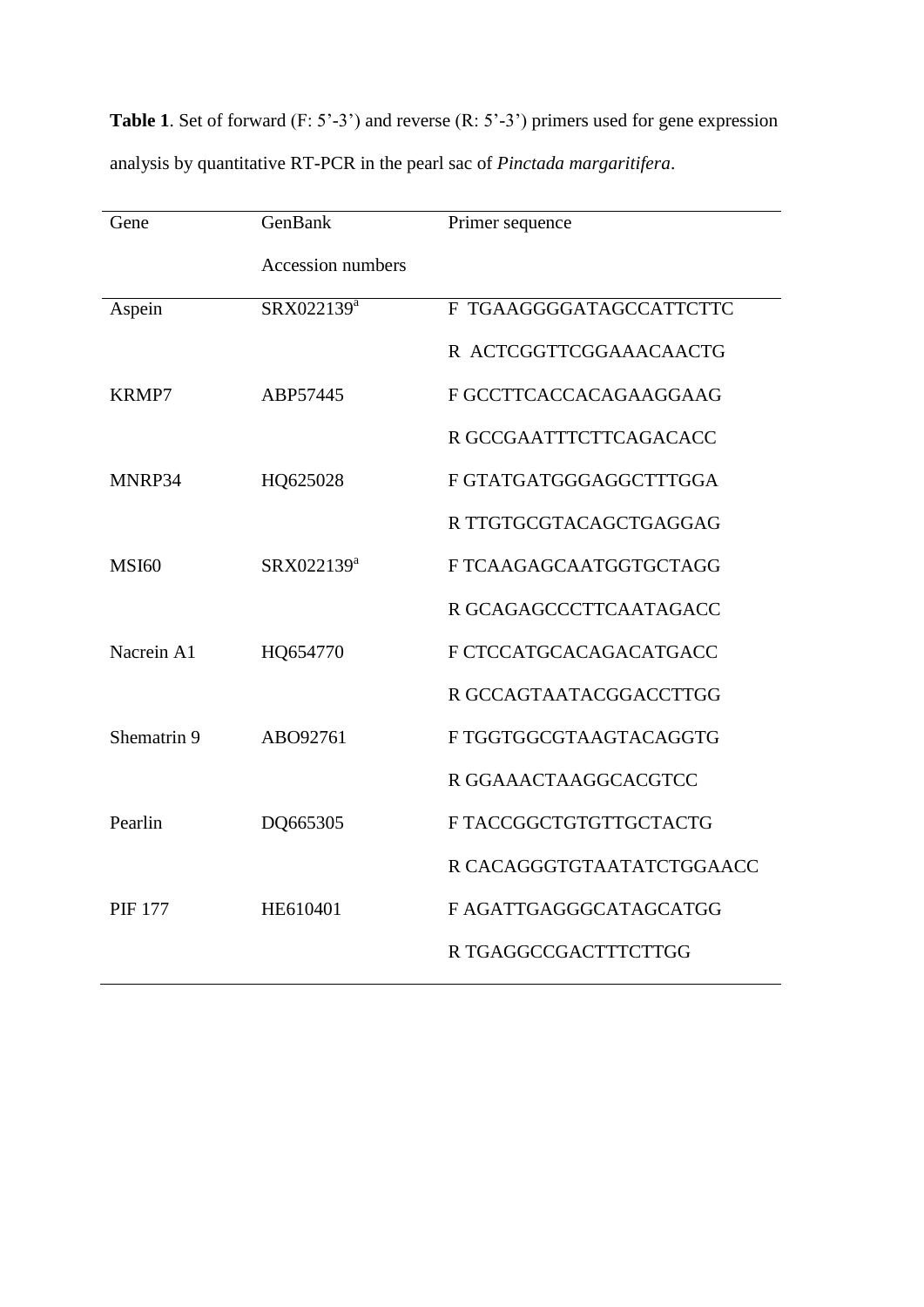**Table 1**. Set of forward (F: 5'-3') and reverse (R: 5'-3') primers used for gene expression analysis by quantitative RT-PCR in the pearl sac of *Pinctada margaritifera*.

| Gene | GenBank Accession numbers | Primer sequence |
|---|---|---|
| Aspein | SRX022139[a] | F TGAAGGGGATAGCCATTCTTC |
| | | R ACTCGGTTCGGAAACAACTG |
| KRMP7 | ABP57445 | F GCCTTCACCACAGAAGGAAG |
| | | R GCCGAATTTCTTCAGACACC |
| MNRP34 | HQ625028 | F GTATGATGGGAGGCTTTGGA |
| | | R TTGTGCGTACAGCTGAGGAG |
| MSI60 | SRX022139[a] | F TCAAGAGCAATGGTGCTAGG |
| | | R GCAGAGCCCTTCAATAGACC |
| Nacrein A1 | HQ654770 | F CTCCATGCACAGACATGACC |
| | | R GCCAGTAATACGGACCTTGG |
| Shematrin 9 | ABO92761 | F TGGTGGCGTAAGTACAGGTG |
| | | R GGAAACTAAGGCACGTCC |
| Pearlin | DQ665305 | F TACCGGCTGTGTTGCTACTG |
| | | R CACAGGGTGTAATATCTGGAACC |
| PIF 177 | HE610401 | F AGATTGAGGGCATAGCATGG |
| | | R TGAGGCCGACTTTCTTGG |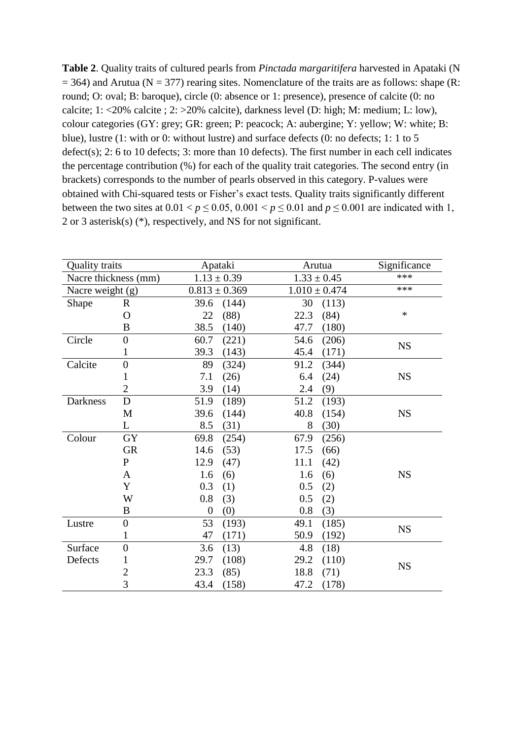**Table 2**. Quality traits of cultured pearls from *Pinctada margaritifera* harvested in Apataki (N = 364) and Arutua (N = 377) rearing sites. Nomenclature of the traits are as follows: shape (R: round; O: oval; B: baroque), circle (0: absence or 1: presence), presence of calcite (0: no calcite; 1: <20% calcite ; 2: >20% calcite), darkness level (D: high; M: medium; L: low), colour categories (GY: grey; GR: green; P: peacock; A: aubergine; Y: yellow; W: white; B: blue), lustre (1: with or 0: without lustre) and surface defects (0: no defects; 1: 1 to 5 defect(s); 2: 6 to 10 defects; 3: more than 10 defects). The first number in each cell indicates the percentage contribution (%) for each of the quality trait categories. The second entry (in brackets) corresponds to the number of pearls observed in this category. P-values were obtained with Chi-squared tests or Fisher's exact tests. Quality traits significantly different between the two sites at $0.01 < p \leq 0.05$, $0.001 < p \leq 0.01$ and $p \leq 0.001$ are indicated with 1, 2 or 3 asterisk(s) (*), respectively, and NS for not significant.

| Quality traits | | Apataki | Arutua | Significance |
|---|---|---|---|---|
| Nacre thickness (mm) | | 1.13 ± 0.39 | 1.33 ± 0.45 | *** |
| Nacre weight (g) | | 0.813 ± 0.369 | 1.010 ± 0.474 | *** |
| Shape | R | 39.6 (144) | 30 (113) | * |
| | O | 22 (88) | 22.3 (84) | |
| | B | 38.5 (140) | 47.7 (180) | |
| Circle | 0 | 60.7 (221) | 54.6 (206) | NS |
| | 1 | 39.3 (143) | 45.4 (171) | |
| Calcite | 0 | 89 (324) | 91.2 (344) | NS |
| | 1 | 7.1 (26) | 6.4 (24) | |
| | 2 | 3.9 (14) | 2.4 (9) | |
| Darkness | D | 51.9 (189) | 51.2 (193) | NS |
| | M | 39.6 (144) | 40.8 (154) | |
| | L | 8.5 (31) | 8 (30) | |
| Colour | GY | 69.8 (254) | 67.9 (256) | NS |
| | GR | 14.6 (53) | 17.5 (66) | |
| | P | 12.9 (47) | 11.1 (42) | |
| | A | 1.6 (6) | 1.6 (6) | |
| | Y | 0.3 (1) | 0.5 (2) | |
| | W | 0.8 (3) | 0.5 (2) | |
| | B | 0 (0) | 0.8 (3) | |
| Lustre | 0 | 53 (193) | 49.1 (185) | NS |
| | 1 | 47 (171) | 50.9 (192) | |
| Surface Defects | 0 | 3.6 (13) | 4.8 (18) | NS |
| | 1 | 29.7 (108) | 29.2 (110) | |
| | 2 | 23.3 (85) | 18.8 (71) | |
| | 3 | 43.4 (158) | 47.2 (178) | |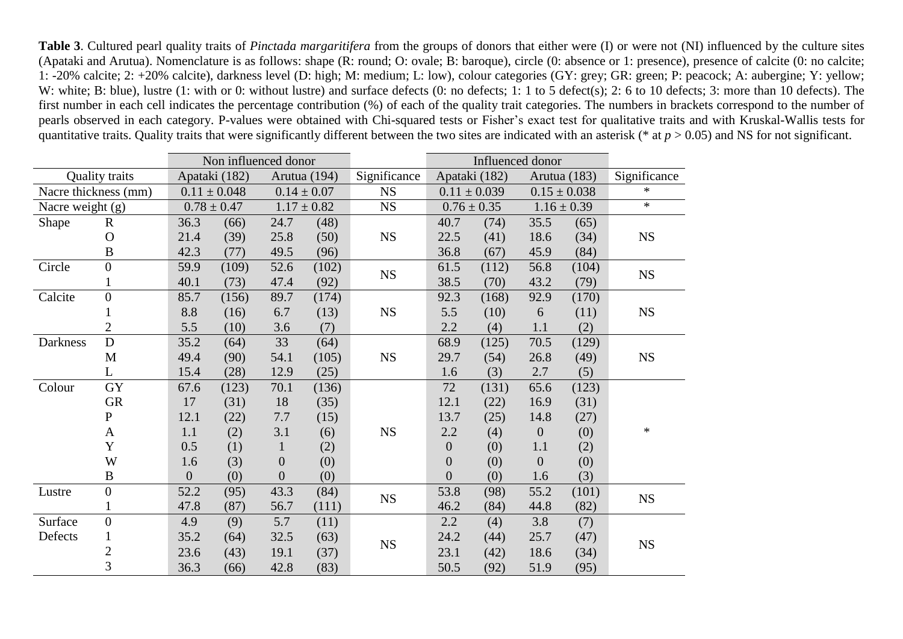**Table 3**. Cultured pearl quality traits of *Pinctada margaritifera* from the groups of donors that either were (I) or were not (NI) influenced by the culture sites (Apataki and Arutua). Nomenclature is as follows: shape (R: round; O: ovale; B: baroque), circle (0: absence or 1: presence), presence of calcite (0: no calcite; 1: -20% calcite; 2: +20% calcite), darkness level (D: high; M: medium; L: low), colour categories (GY: grey; GR: green; P: peacock; A: aubergine; Y: yellow; W: white; B: blue), lustre (1: with or 0: without lustre) and surface defects (0: no defects; 1: 1 to 5 defect(s); 2: 6 to 10 defects; 3: more than 10 defects). The first number in each cell indicates the percentage contribution (%) of each of the quality trait categories. The numbers in brackets correspond to the number of pearls observed in each category. P-values were obtained with Chi-squared tests or Fisher's exact test for qualitative traits and with Kruskal-Wallis tests for quantitative traits. Quality traits that were significantly different between the two sites are indicated with an asterisk (* at $p > 0.05$) and NS for not significant.

| | | Non influenced donor | | | | | Influenced donor | | | | |
|---|---|---|---|---|---|---|---|---|---|---|---|
| Quality traits | | Apataki (182) | | Arutua (194) | | Significance | Apataki (182) | | Arutua (183) | | Significance |
| Nacre thickness (mm) | | 0.11 ± 0.048 | | 0.14 ± 0.07 | | NS | 0.11 ± 0.039 | | 0.15 ± 0.038 | | * |
| Nacre weight (g) | | 0.78 ± 0.47 | | 1.17 ± 0.82 | | NS | 0.76 ± 0.35 | | 1.16 ± 0.39 | | * |
| Shape | R | 36.3 | (66) | 24.7 | (48) | NS | 40.7 | (74) | 35.5 | (65) | NS |
| | O | 21.4 | (39) | 25.8 | (50) | | 22.5 | (41) | 18.6 | (34) | |
| | B | 42.3 | (77) | 49.5 | (96) | | 36.8 | (67) | 45.9 | (84) | |
| Circle | 0 | 59.9 | (109) | 52.6 | (102) | NS | 61.5 | (112) | 56.8 | (104) | NS |
| | 1 | 40.1 | (73) | 47.4 | (92) | | 38.5 | (70) | 43.2 | (79) | |
| Calcite | 0 | 85.7 | (156) | 89.7 | (174) | NS | 92.3 | (168) | 92.9 | (170) | NS |
| | 1 | 8.8 | (16) | 6.7 | (13) | | 5.5 | (10) | 6 | (11) | |
| | 2 | 5.5 | (10) | 3.6 | (7) | | 2.2 | (4) | 1.1 | (2) | |
| Darkness | D | 35.2 | (64) | 33 | (64) | NS | 68.9 | (125) | 70.5 | (129) | NS |
| | M | 49.4 | (90) | 54.1 | (105) | | 29.7 | (54) | 26.8 | (49) | |
| | L | 15.4 | (28) | 12.9 | (25) | | 1.6 | (3) | 2.7 | (5) | |
| Colour | GY | 67.6 | (123) | 70.1 | (136) | NS | 72 | (131) | 65.6 | (123) | * |
| | GR | 17 | (31) | 18 | (35) | | 12.1 | (22) | 16.9 | (31) | |
| | P | 12.1 | (22) | 7.7 | (15) | | 13.7 | (25) | 14.8 | (27) | |
| | A | 1.1 | (2) | 3.1 | (6) | | 2.2 | (4) | 0 | (0) | |
| | Y | 0.5 | (1) | 1 | (2) | | 0 | (0) | 1.1 | (2) | |
| | W | 1.6 | (3) | 0 | (0) | | 0 | (0) | 0 | (0) | |
| | B | 0 | (0) | 0 | (0) | | 0 | (0) | 1.6 | (3) | |
| Lustre | 0 | 52.2 | (95) | 43.3 | (84) | NS | 53.8 | (98) | 55.2 | (101) | NS |
| | 1 | 47.8 | (87) | 56.7 | (111) | | 46.2 | (84) | 44.8 | (82) | |
| Surface Defects | 0 | 4.9 | (9) | 5.7 | (11) | NS | 2.2 | (4) | 3.8 | (7) | NS |
| | 1 | 35.2 | (64) | 32.5 | (63) | | 24.2 | (44) | 25.7 | (47) | |
| | 2 | 23.6 | (43) | 19.1 | (37) | | 23.1 | (42) | 18.6 | (34) | |
| | 3 | 36.3 | (66) | 42.8 | (83) | | 50.5 | (92) | 51.9 | (95) | |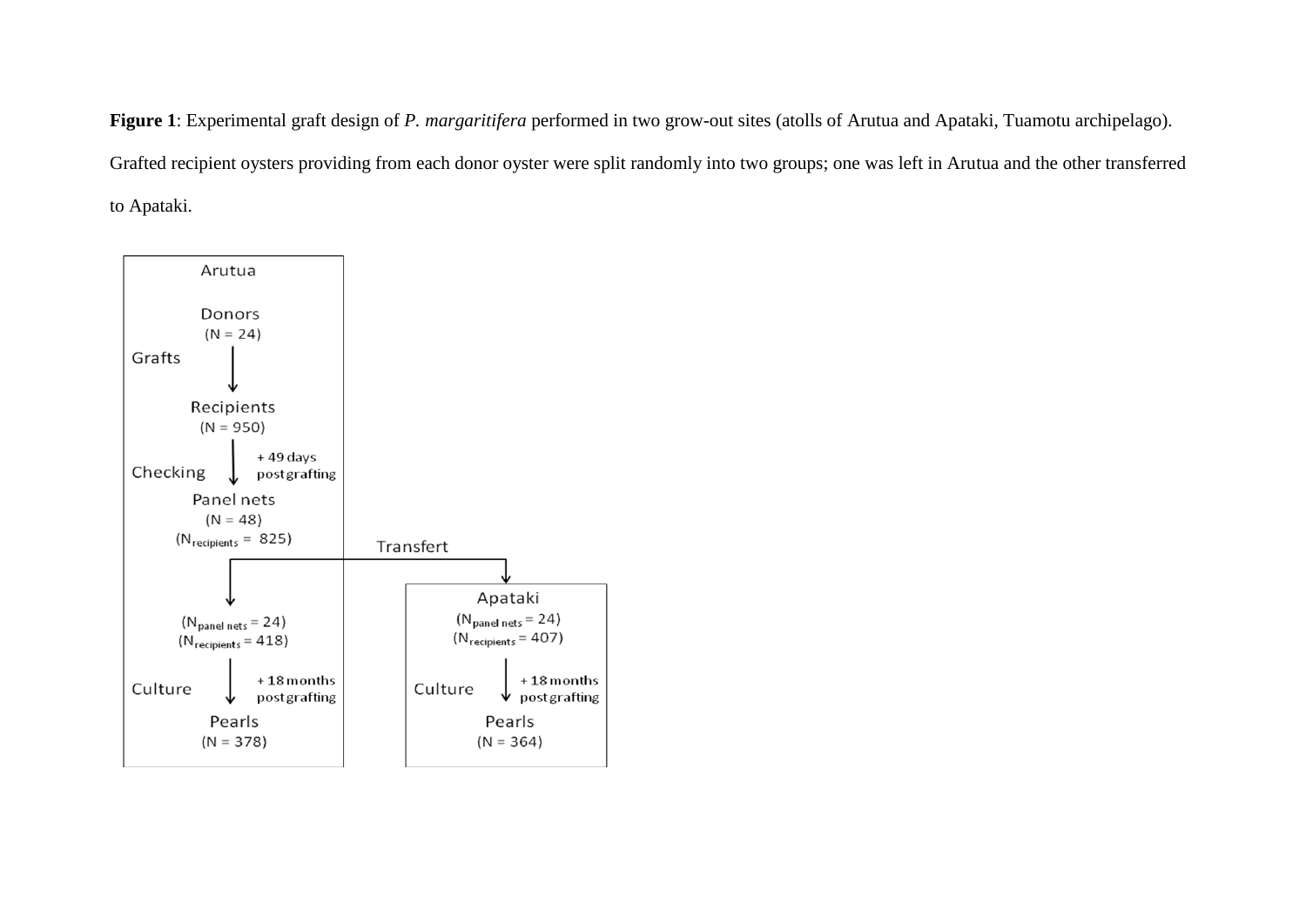**Figure 1**: Experimental graft design of *P. margaritifera* performed in two grow-out sites (atolls of Arutua and Apataki, Tuamotu archipelago). Grafted recipient oysters providing from each donor oyster were split randomly into two groups; one was left in Arutua and the other transferred to Apataki.

Arutua

Donors
(N = 24)

Grafts

Recipients
(N = 950)

Checking + 49 days post grafting

Panel nets
(N = 48)
($N_{recipients}$ = 825)

Transfert

Arutua:
($N_{panel\ nets}$ = 24)
($N_{recipients}$ = 418)

Culture + 18 months post grafting

Pearls
(N = 378)

Apataki:
($N_{panel\ nets}$ = 24)
($N_{recipients}$ = 407)

Culture + 18 months post grafting

Pearls
(N = 364)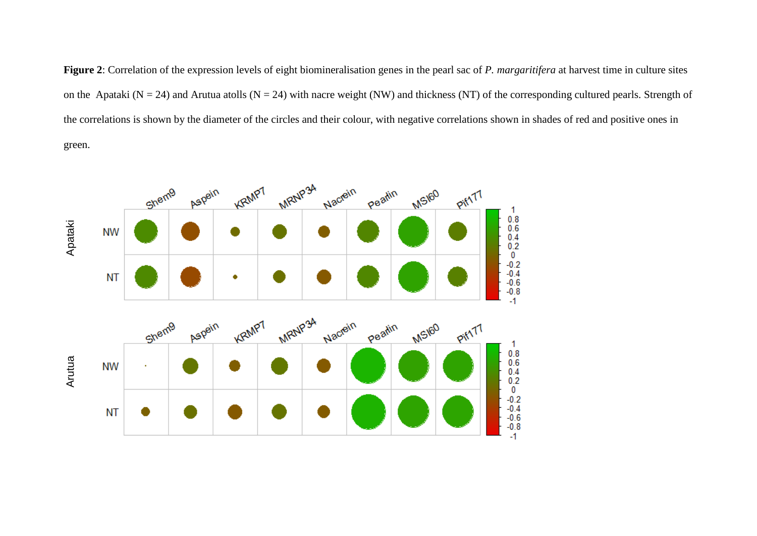**Figure 2**: Correlation of the expression levels of eight biomineralisation genes in the pearl sac of *P. margaritifera* at harvest time in culture sites on the Apataki (N = 24) and Arutua atolls (N = 24) with nacre weight (NW) and thickness (NT) of the corresponding cultured pearls. Strength of the correlations is shown by the diameter of the circles and their colour, with negative correlations shown in shades of red and positive ones in green.

Apataki

Shem9 Aspein KRMP7 MRNP34 Nacrein Pearlin MSI60 Pif177

NW

NT

1 0.8 0.6 0.4 0.2 0 -0.2 -0.4 -0.6 -0.8 -1

Arutua

Shem9 Aspein KRMP7 MRNP34 Nacrein Pearlin MSI60 Pif177

NW

NT

1 0.8 0.6 0.4 0.2 0 -0.2 -0.4 -0.6 -0.8 -1